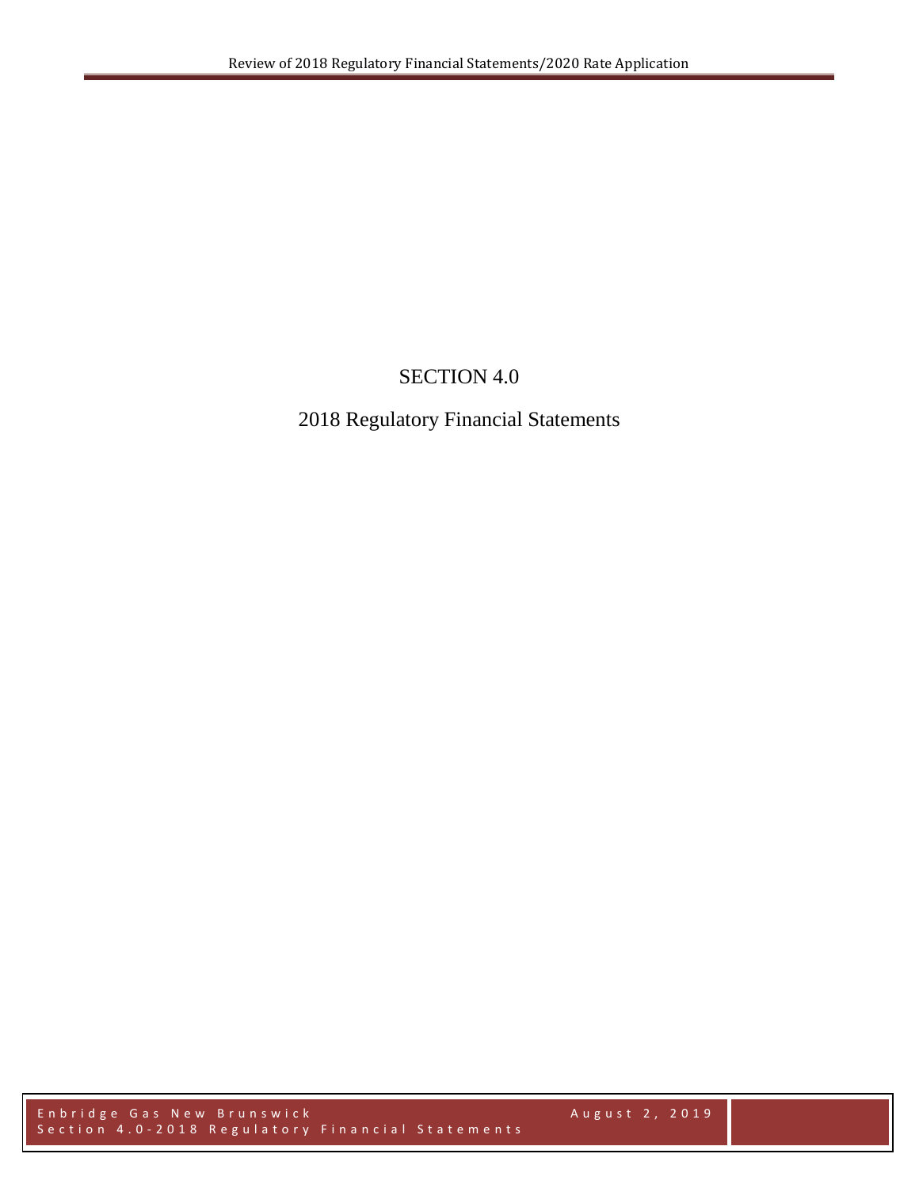# SECTION 4.0

## 2018 Regulatory Financial Statements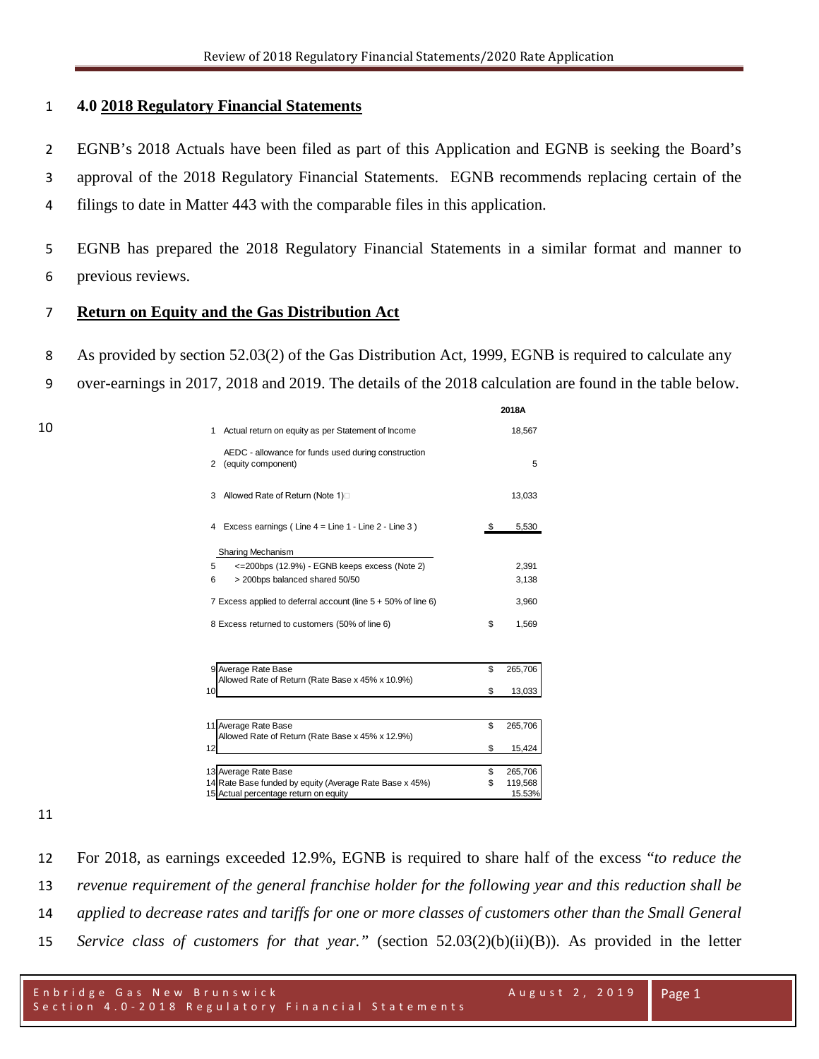# 4.0 2018 Regulatory Financial Statements

EGNB's 2018 Actuals have been filed as part of this Application and EGNB is seeking the Board's approval of the 2018 Regulatory Financial Statements. EGNB recommends replacing certain of the filings to date in Matter 443 with the comparable files in this application.

EGNB has prepared the 2018 Regulatory Financial Statements in a similar format and manner to previous reviews.

## Return on Equity and the Gas Distribution Act

As provided by section 52.03(2) of the Gas Distribution Act, 1999, EGNB is required to calculate any over-earnings in 2017, 2018 and 2019. The details of the 2018 calculation are found in the table below.

| | | | 2018A |
|---|---|---|---|
| 1 | Actual return on equity as per Statement of Income | | 18,567 |
| 2 | AEDC - allowance for funds used during construction (equity component) | | 5 |
| 3 | Allowed Rate of Return (Note 1) | | 13,033 |
| 4 | Excess earnings ( Line 4 = Line 1 - Line 2 - Line 3 ) | $ | 5,530 |
| | Sharing Mechanism | | |
| 5 | <=200bps (12.9%) - EGNB keeps excess (Note 2) | | 2,391 |
| 6 | > 200bps balanced shared 50/50 | | 3,138 |
| 7 | Excess applied to deferral account (line 5 + 50% of line 6) | | 3,960 |
| 8 | Excess returned to customers (50% of line 6) | $ | 1,569 |
| | | | |
| 9 | Average Rate Base | $ | 265,706 |
| 10 | Allowed Rate of Return (Rate Base x 45% x 10.9%) | $ | 13,033 |
| | | | |
| 11 | Average Rate Base | $ | 265,706 |
| 12 | Allowed Rate of Return (Rate Base x 45% x 12.9%) | $ | 15,424 |
| | | | |
| 13 | Average Rate Base | $ | 265,706 |
| 14 | Rate Base funded by equity (Average Rate Base x 45%) | $ | 119,568 |
| 15 | Actual percentage return on equity | | 15.53% |

For 2018, as earnings exceeded 12.9%, EGNB is required to share half of the excess "*to reduce the revenue requirement of the general franchise holder for the following year and this reduction shall be applied to decrease rates and tariffs for one or more classes of customers other than the Small General Service class of customers for that year.*" (section 52.03(2)(b)(ii)(B)). As provided in the letter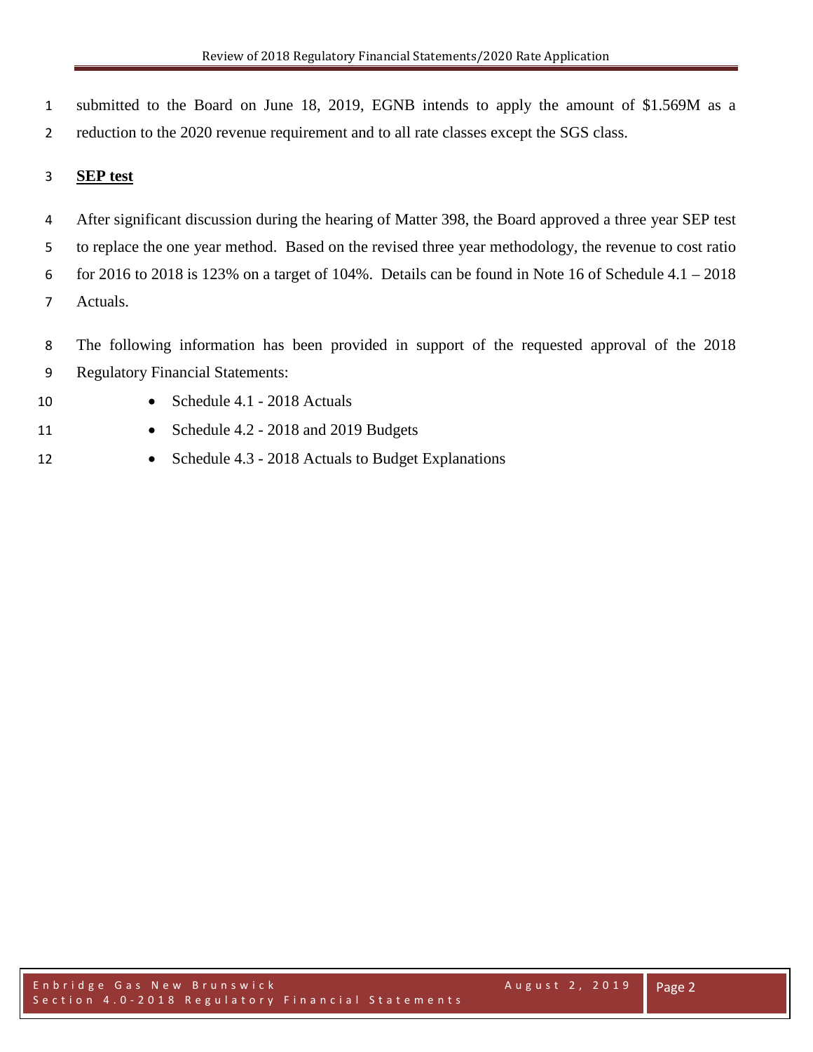submitted to the Board on June 18, 2019, EGNB intends to apply the amount of $1.569M as a reduction to the 2020 revenue requirement and to all rate classes except the SGS class.

**SEP test**

After significant discussion during the hearing of Matter 398, the Board approved a three year SEP test to replace the one year method. Based on the revised three year methodology, the revenue to cost ratio for 2016 to 2018 is 123% on a target of 104%. Details can be found in Note 16 of Schedule 4.1 – 2018 Actuals.

The following information has been provided in support of the requested approval of the 2018 Regulatory Financial Statements:

- Schedule 4.1 - 2018 Actuals
- Schedule 4.2 - 2018 and 2019 Budgets
- Schedule 4.3 - 2018 Actuals to Budget Explanations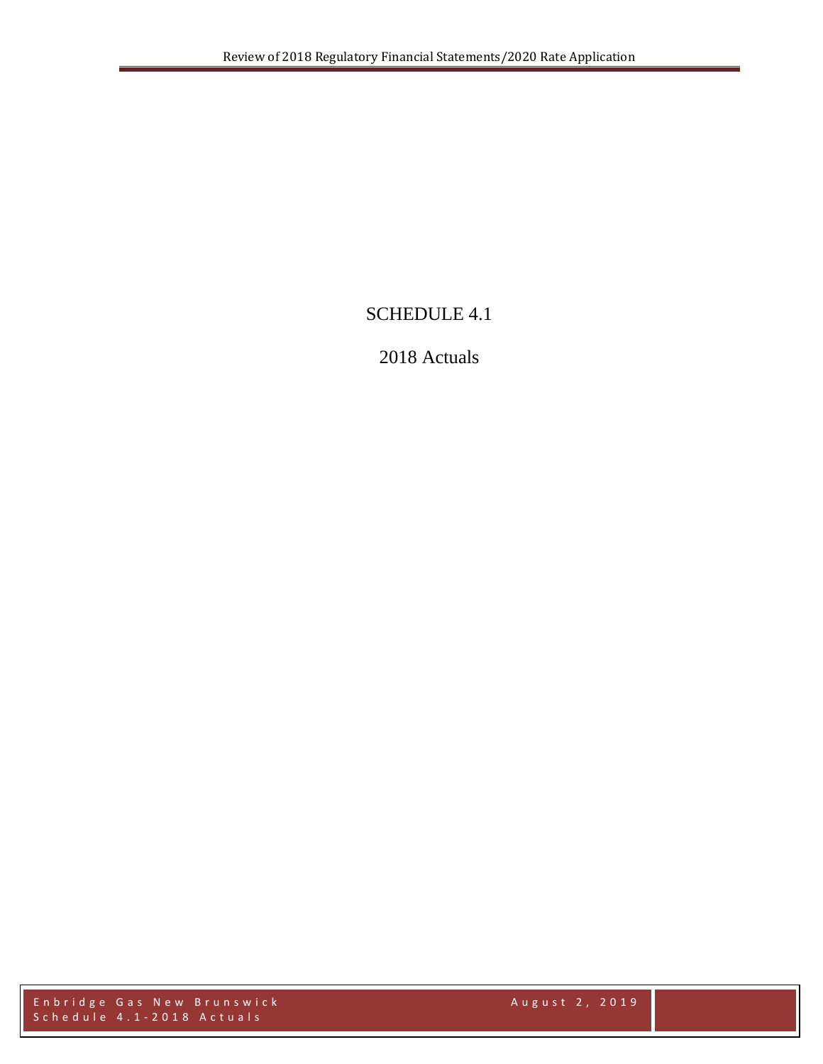# SCHEDULE 4.1

## 2018 Actuals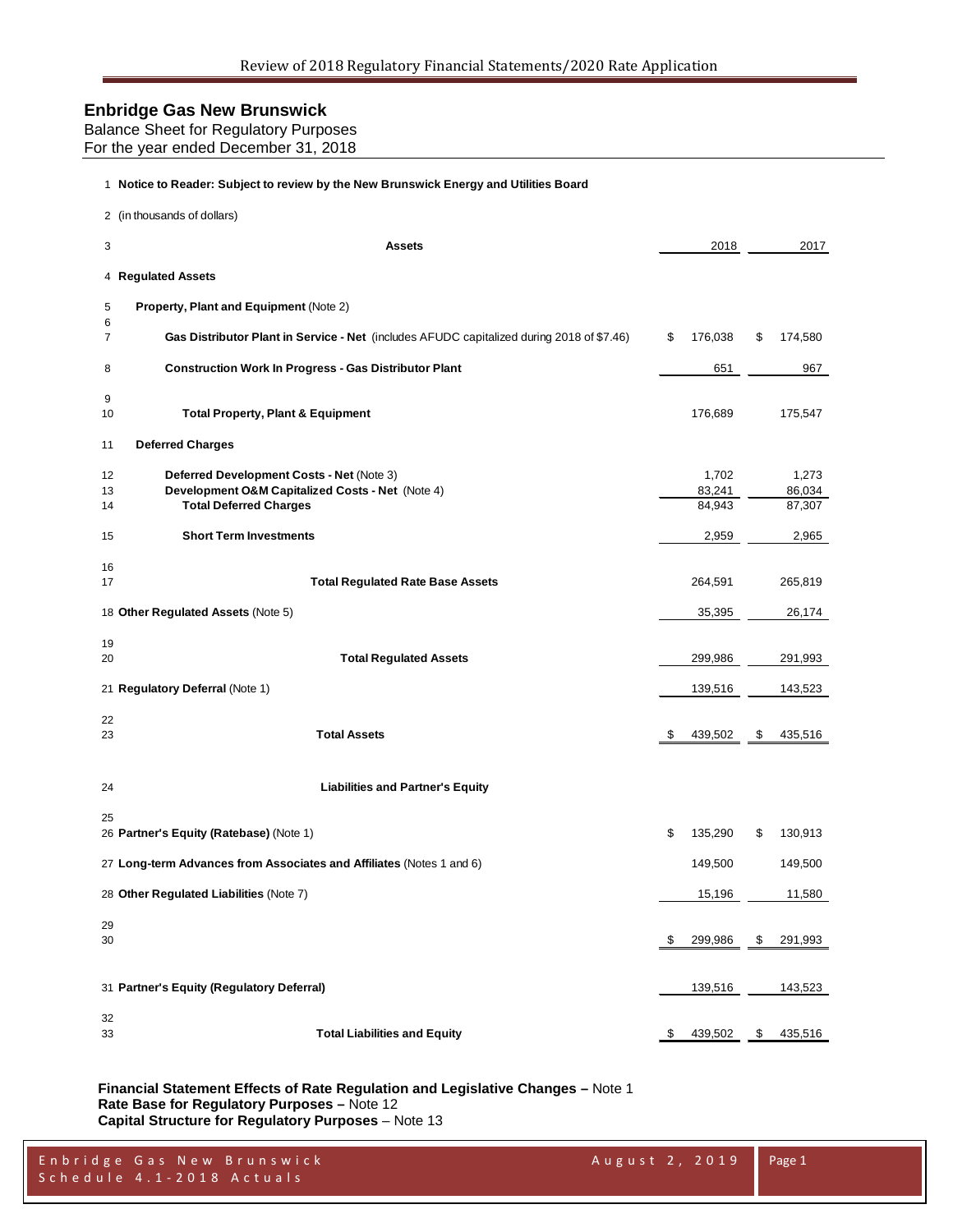# Enbridge Gas New Brunswick

Balance Sheet for Regulatory Purposes
For the year ended December 31, 2018

| | | 2018 | 2017 |
|---|---|---|---|
| 1 | **Notice to Reader: Subject to review by the New Brunswick Energy and Utilities Board** | | |
| 2 | (in thousands of dollars) | | |
| 3 | **Assets** | 2018 | 2017 |
| 4 | **Regulated Assets** | | |
| 5 | **Property, Plant and Equipment** (Note 2) | | |
| 6 | | | |
| 7 | **Gas Distributor Plant in Service - Net** (includes AFUDC capitalized during 2018 of $7.46) | $ 176,038 | $ 174,580 |
| 8 | **Construction Work In Progress - Gas Distributor Plant** | 651 | 967 |
| 9 | | | |
| 10 | **Total Property, Plant & Equipment** | 176,689 | 175,547 |
| 11 | **Deferred Charges** | | |
| 12 | **Deferred Development Costs - Net** (Note 3) | 1,702 | 1,273 |
| 13 | **Development O&M Capitalized Costs - Net** (Note 4) | 83,241 | 86,034 |
| 14 | **Total Deferred Charges** | 84,943 | 87,307 |
| 15 | **Short Term Investments** | 2,959 | 2,965 |
| 16 | | | |
| 17 | **Total Regulated Rate Base Assets** | 264,591 | 265,819 |
| 18 | **Other Regulated Assets** (Note 5) | 35,395 | 26,174 |
| 19 | | | |
| 20 | **Total Regulated Assets** | 299,986 | 291,993 |
| 21 | **Regulatory Deferral** (Note 1) | 139,516 | 143,523 |
| 22 | | | |
| 23 | **Total Assets** | $ 439,502 | $ 435,516 |
| 24 | **Liabilities and Partner's Equity** | | |
| 25 | | | |
| 26 | **Partner's Equity (Ratebase)** (Note 1) | $ 135,290 | $ 130,913 |
| 27 | **Long-term Advances from Associates and Affiliates** (Notes 1 and 6) | 149,500 | 149,500 |
| 28 | **Other Regulated Liabilities** (Note 7) | 15,196 | 11,580 |
| 29 | | | |
| 30 | | $ 299,986 | $ 291,993 |
| 31 | **Partner's Equity (Regulatory Deferral)** | 139,516 | 143,523 |
| 32 | | | |
| 33 | **Total Liabilities and Equity** | $ 439,502 | $ 435,516 |

**Financial Statement Effects of Rate Regulation and Legislative Changes –** Note 1
**Rate Base for Regulatory Purposes –** Note 12
**Capital Structure for Regulatory Purposes** – Note 13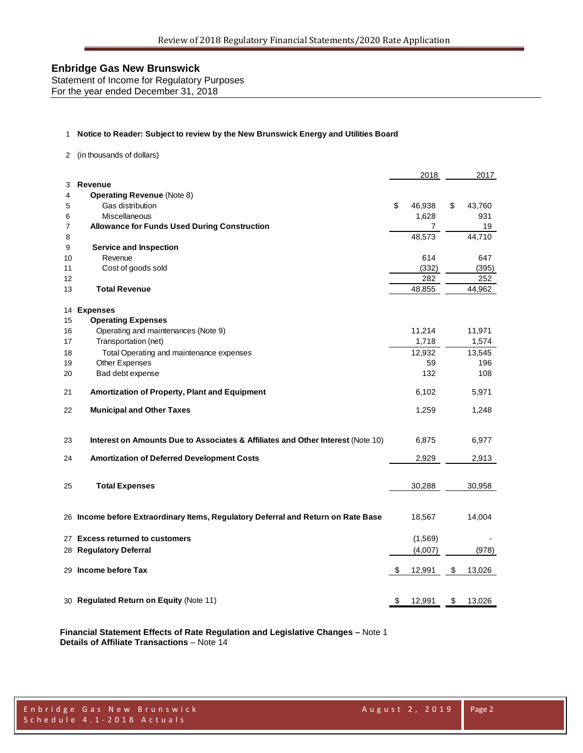# Enbridge Gas New Brunswick

Statement of Income for Regulatory Purposes
For the year ended December 31, 2018

1 **Notice to Reader: Subject to review by the New Brunswick Energy and Utilities Board**

2 (in thousands of dollars)

| | | 2018 | 2017 |
|---|---|---|---|
| 3 | **Revenue** | | |
| 4 | **Operating Revenue** (Note 8) | | |
| 5 | Gas distribution | $ 46,938 | $ 43,760 |
| 6 | Miscellaneous | 1,628 | 931 |
| 7 | **Allowance for Funds Used During Construction** | 7 | 19 |
| 8 | | 48,573 | 44,710 |
| 9 | **Service and Inspection** | | |
| 10 | Revenue | 614 | 647 |
| 11 | Cost of goods sold | (332) | (395) |
| 12 | | 282 | 252 |
| 13 | **Total Revenue** | 48,855 | 44,962 |
| 14 | **Expenses** | | |
| 15 | **Operating Expenses** | | |
| 16 | Operating and maintenances (Note 9) | 11,214 | 11,971 |
| 17 | Transportation (net) | 1,718 | 1,574 |
| 18 | Total Operating and maintenance expenses | 12,932 | 13,545 |
| 19 | Other Expenses | 59 | 196 |
| 20 | Bad debt expense | 132 | 108 |
| 21 | **Amortization of Property, Plant and Equipment** | 6,102 | 5,971 |
| 22 | **Municipal and Other Taxes** | 1,259 | 1,248 |
| 23 | **Interest on Amounts Due to Associates & Affiliates and Other Interest** (Note 10) | 6,875 | 6,977 |
| 24 | **Amortization of Deferred Development Costs** | 2,929 | 2,913 |
| 25 | **Total Expenses** | 30,288 | 30,958 |
| 26 | **Income before Extraordinary Items, Regulatory Deferral and Return on Rate Base** | 18,567 | 14,004 |
| 27 | **Excess returned to customers** | (1,569) | - |
| 28 | **Regulatory Deferral** | (4,007) | (978) |
| 29 | **Income before Tax** | $ 12,991 | $ 13,026 |
| 30 | **Regulated Return on Equity** (Note 11) | $ 12,991 | $ 13,026 |

**Financial Statement Effects of Rate Regulation and Legislative Changes –** Note 1
**Details of Affiliate Transactions** – Note 14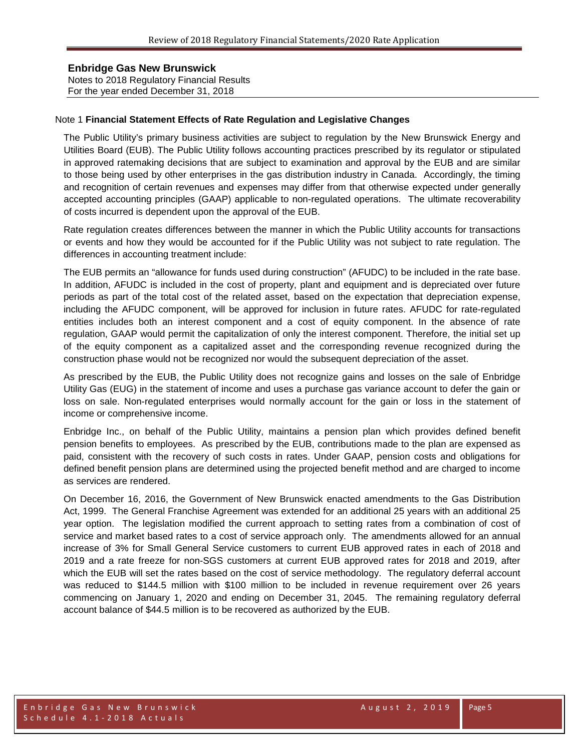**Enbridge Gas New Brunswick**
Notes to 2018 Regulatory Financial Results
For the year ended December 31, 2018

Note 1 **Financial Statement Effects of Rate Regulation and Legislative Changes**

The Public Utility's primary business activities are subject to regulation by the New Brunswick Energy and Utilities Board (EUB). The Public Utility follows accounting practices prescribed by its regulator or stipulated in approved ratemaking decisions that are subject to examination and approval by the EUB and are similar to those being used by other enterprises in the gas distribution industry in Canada. Accordingly, the timing and recognition of certain revenues and expenses may differ from that otherwise expected under generally accepted accounting principles (GAAP) applicable to non-regulated operations. The ultimate recoverability of costs incurred is dependent upon the approval of the EUB.

Rate regulation creates differences between the manner in which the Public Utility accounts for transactions or events and how they would be accounted for if the Public Utility was not subject to rate regulation. The differences in accounting treatment include:

The EUB permits an "allowance for funds used during construction" (AFUDC) to be included in the rate base. In addition, AFUDC is included in the cost of property, plant and equipment and is depreciated over future periods as part of the total cost of the related asset, based on the expectation that depreciation expense, including the AFUDC component, will be approved for inclusion in future rates. AFUDC for rate-regulated entities includes both an interest component and a cost of equity component. In the absence of rate regulation, GAAP would permit the capitalization of only the interest component. Therefore, the initial set up of the equity component as a capitalized asset and the corresponding revenue recognized during the construction phase would not be recognized nor would the subsequent depreciation of the asset.

As prescribed by the EUB, the Public Utility does not recognize gains and losses on the sale of Enbridge Utility Gas (EUG) in the statement of income and uses a purchase gas variance account to defer the gain or loss on sale. Non-regulated enterprises would normally account for the gain or loss in the statement of income or comprehensive income.

Enbridge Inc., on behalf of the Public Utility, maintains a pension plan which provides defined benefit pension benefits to employees. As prescribed by the EUB, contributions made to the plan are expensed as paid, consistent with the recovery of such costs in rates. Under GAAP, pension costs and obligations for defined benefit pension plans are determined using the projected benefit method and are charged to income as services are rendered.

On December 16, 2016, the Government of New Brunswick enacted amendments to the Gas Distribution Act, 1999. The General Franchise Agreement was extended for an additional 25 years with an additional 25 year option. The legislation modified the current approach to setting rates from a combination of cost of service and market based rates to a cost of service approach only. The amendments allowed for an annual increase of 3% for Small General Service customers to current EUB approved rates in each of 2018 and 2019 and a rate freeze for non-SGS customers at current EUB approved rates for 2018 and 2019, after which the EUB will set the rates based on the cost of service methodology. The regulatory deferral account was reduced to \$144.5 million with \$100 million to be included in revenue requirement over 26 years commencing on January 1, 2020 and ending on December 31, 2045. The remaining regulatory deferral account balance of \$44.5 million is to be recovered as authorized by the EUB.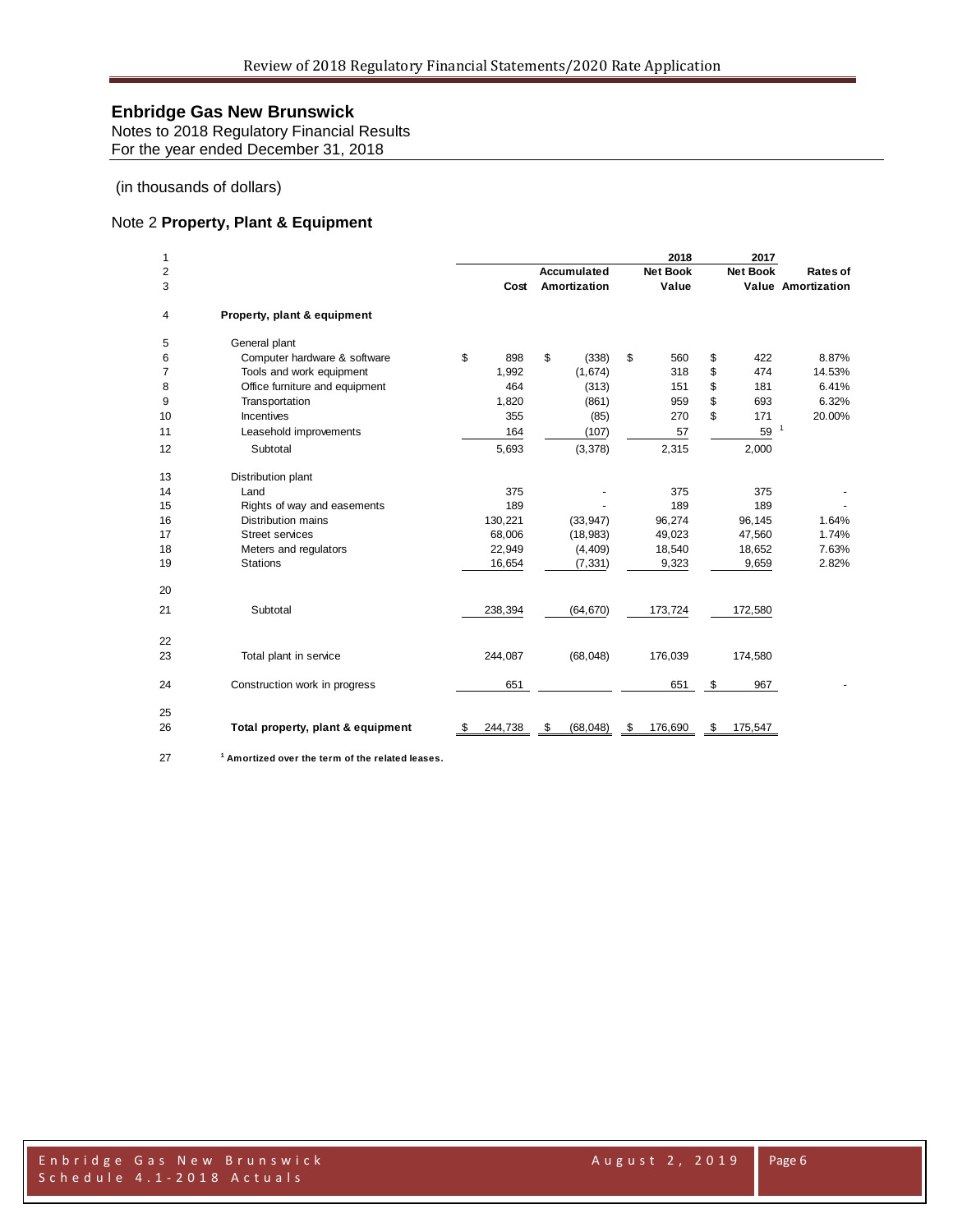## Enbridge Gas New Brunswick

Notes to 2018 Regulatory Financial Results
For the year ended December 31, 2018

(in thousands of dollars)

### Note 2 **Property, Plant & Equipment**

| | | Cost | Accumulated Amortization | 2018 Net Book Value | 2017 Net Book Value | Rates of Amortization |
|---|---|---|---|---|---|---|
| 4 | **Property, plant & equipment** | | | | | |
| 5 | General plant | | | | | |
| 6 | Computer hardware & software | $ 898 | $ (338) | $ 560 | $ 422 | 8.87% |
| 7 | Tools and work equipment | 1,992 | (1,674) | 318 | $ 474 | 14.53% |
| 8 | Office furniture and equipment | 464 | (313) | 151 | $ 181 | 6.41% |
| 9 | Transportation | 1,820 | (861) | 959 | $ 693 | 6.32% |
| 10 | Incentives | 355 | (85) | 270 | $ 171 | 20.00% |
| 11 | Leasehold improvements | 164 | (107) | 57 | 59 | [1] |
| 12 | Subtotal | 5,693 | (3,378) | 2,315 | 2,000 | |
| 13 | Distribution plant | | | | | |
| 14 | Land | 375 | - | 375 | 375 | - |
| 15 | Rights of way and easements | 189 | - | 189 | 189 | - |
| 16 | Distribution mains | 130,221 | (33,947) | 96,274 | 96,145 | 1.64% |
| 17 | Street services | 68,006 | (18,983) | 49,023 | 47,560 | 1.74% |
| 18 | Meters and regulators | 22,949 | (4,409) | 18,540 | 18,652 | 7.63% |
| 19 | Stations | 16,654 | (7,331) | 9,323 | 9,659 | 2.82% |
| 20 | | | | | | |
| 21 | Subtotal | 238,394 | (64,670) | 173,724 | 172,580 | |
| 22 | | | | | | |
| 23 | Total plant in service | 244,087 | (68,048) | 176,039 | 174,580 | |
| 24 | Construction work in progress | 651 | | 651 | $ 967 | - |
| 25 | | | | | | |
| 26 | **Total property, plant & equipment** | $ 244,738 | $ (68,048) | $ 176,690 | $ 175,547 | |

27 [1] **Amortized over the term of the related leases.**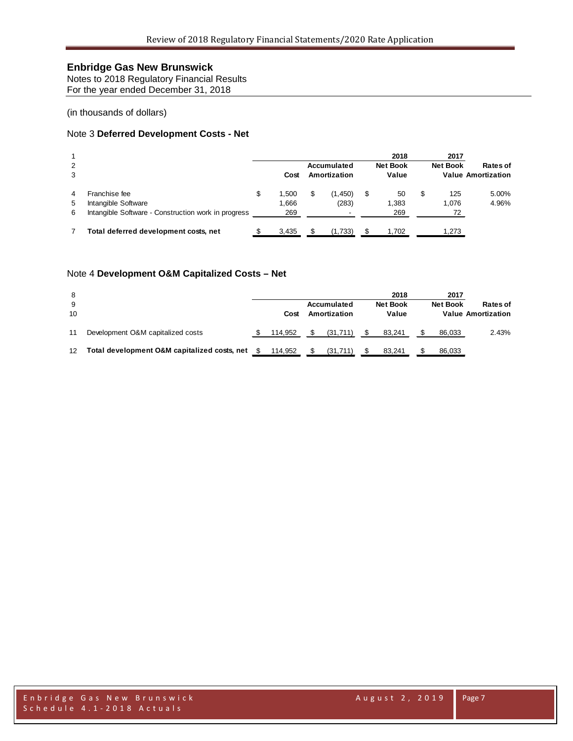# Enbridge Gas New Brunswick

Notes to 2018 Regulatory Financial Results
For the year ended December 31, 2018

(in thousands of dollars)

## Note 3 **Deferred Development Costs - Net**

| | | Cost | Accumulated Amortization | 2018 Net Book Value | 2017 Net Book Value | Rates of Amortization |
|---|---|---|---|---|---|---|
| 1 | | | | | | |
| 2 | | | | | | |
| 3 | | | | | | |
| 4 | Franchise fee | $ 1,500 | $ (1,450) | $ 50 | $ 125 | 5.00% |
| 5 | Intangible Software | 1,666 | (283) | 1,383 | 1,076 | 4.96% |
| 6 | Intangible Software - Construction work in progress | 269 | - | 269 | 72 | |
| 7 | **Total deferred development costs, net** | $ 3,435 | $ (1,733) | $ 1,702 | 1,273 | |

## Note 4 **Development O&M Capitalized Costs – Net**

| | | Cost | Accumulated Amortization | 2018 Net Book Value | 2017 Net Book Value | Rates of Amortization |
|---|---|---|---|---|---|---|
| 8 | | | | | | |
| 9 | | | | | | |
| 10 | | | | | | |
| 11 | Development O&M capitalized costs | $ 114,952 | $ (31,711) | $ 83,241 | $ 86,033 | 2.43% |
| 12 | **Total development O&M capitalized costs, net** | $ 114,952 | $ (31,711) | $ 83,241 | $ 86,033 | |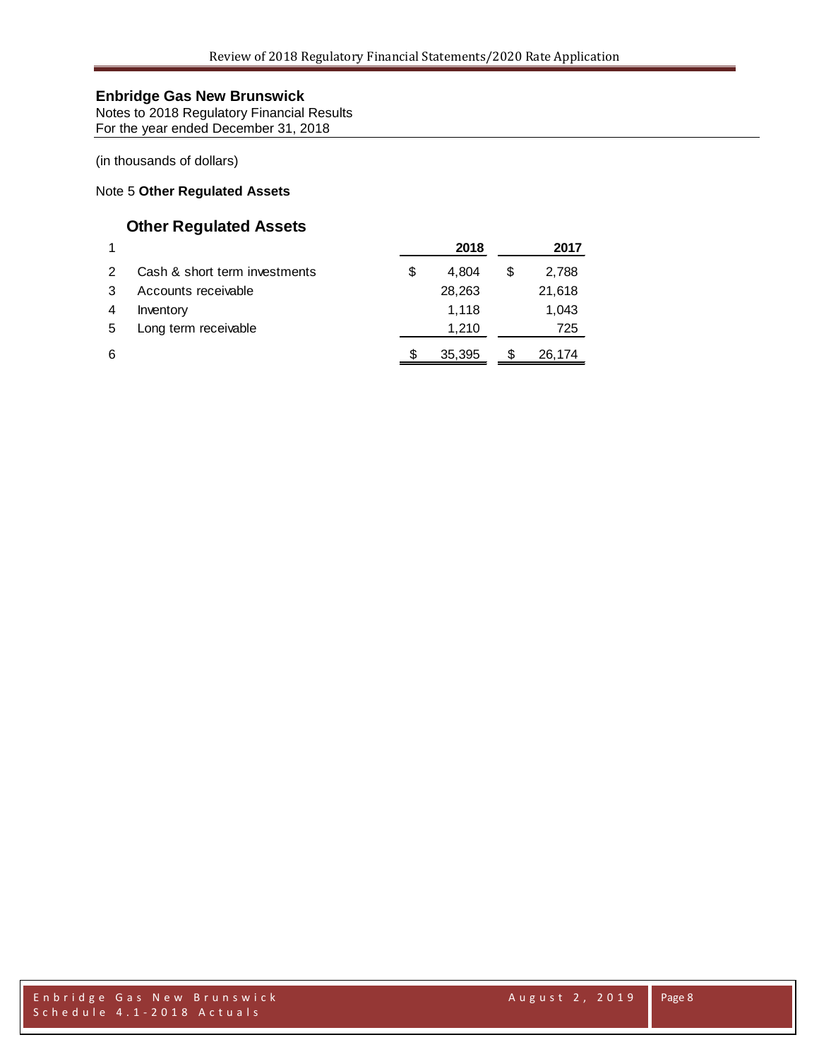**Enbridge Gas New Brunswick**
Notes to 2018 Regulatory Financial Results
For the year ended December 31, 2018

(in thousands of dollars)

Note 5 **Other Regulated Assets**

## Other Regulated Assets

| | | 2018 | 2017 |
|---|---|---|---|
| 1 | | **2018** | **2017** |
| 2 | Cash & short term investments | $ 4,804 | $ 2,788 |
| 3 | Accounts receivable | 28,263 | 21,618 |
| 4 | Inventory | 1,118 | 1,043 |
| 5 | Long term receivable | 1,210 | 725 |
| 6 | | $ 35,395 | $ 26,174 |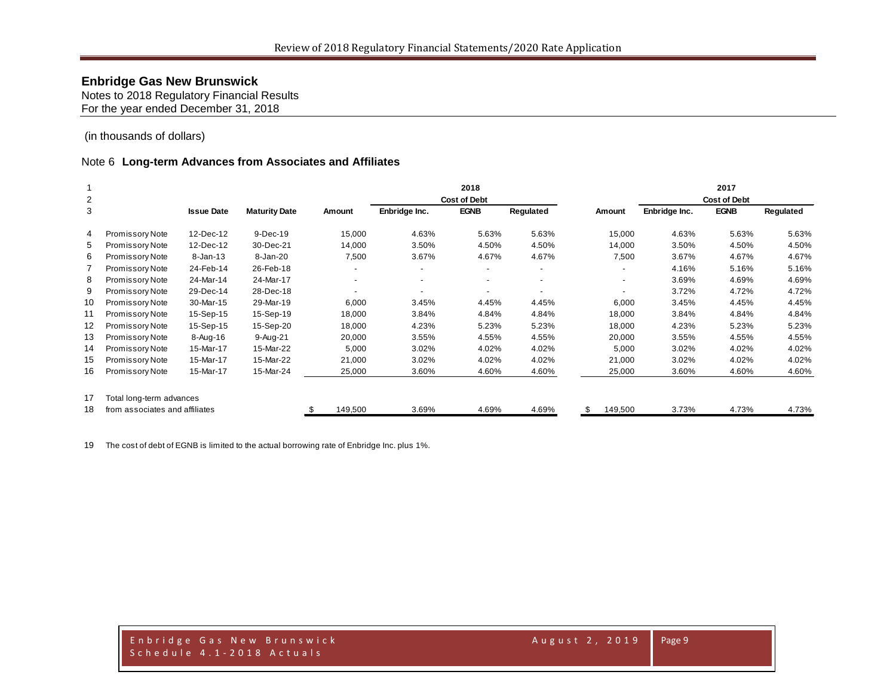## Enbridge Gas New Brunswick

Notes to 2018 Regulatory Financial Results
For the year ended December 31, 2018

(in thousands of dollars)

### Note 6 **Long-term Advances from Associates and Affiliates**

| 1 | | | | 2018 | | | | 2017 | | | |
|---|---|---|---|---|---|---|---|---|---|---|---|
| 2 | | | | | Cost of Debt | | | | Cost of Debt | | |
| 3 | | Issue Date | Maturity Date | Amount | Enbridge Inc. | EGNB | Regulated | Amount | Enbridge Inc. | EGNB | Regulated |
| 4 | Promissory Note | 12-Dec-12 | 9-Dec-19 | 15,000 | 4.63% | 5.63% | 5.63% | 15,000 | 4.63% | 5.63% | 5.63% |
| 5 | Promissory Note | 12-Dec-12 | 30-Dec-21 | 14,000 | 3.50% | 4.50% | 4.50% | 14,000 | 3.50% | 4.50% | 4.50% |
| 6 | Promissory Note | 8-Jan-13 | 8-Jan-20 | 7,500 | 3.67% | 4.67% | 4.67% | 7,500 | 3.67% | 4.67% | 4.67% |
| 7 | Promissory Note | 24-Feb-14 | 26-Feb-18 | - | - | - | - | - | 4.16% | 5.16% | 5.16% |
| 8 | Promissory Note | 24-Mar-14 | 24-Mar-17 | - | - | - | - | - | 3.69% | 4.69% | 4.69% |
| 9 | Promissory Note | 29-Dec-14 | 28-Dec-18 | - | - | - | - | - | 3.72% | 4.72% | 4.72% |
| 10 | Promissory Note | 30-Mar-15 | 29-Mar-19 | 6,000 | 3.45% | 4.45% | 4.45% | 6,000 | 3.45% | 4.45% | 4.45% |
| 11 | Promissory Note | 15-Sep-15 | 15-Sep-19 | 18,000 | 3.84% | 4.84% | 4.84% | 18,000 | 3.84% | 4.84% | 4.84% |
| 12 | Promissory Note | 15-Sep-15 | 15-Sep-20 | 18,000 | 4.23% | 5.23% | 5.23% | 18,000 | 4.23% | 5.23% | 5.23% |
| 13 | Promissory Note | 8-Aug-16 | 9-Aug-21 | 20,000 | 3.55% | 4.55% | 4.55% | 20,000 | 3.55% | 4.55% | 4.55% |
| 14 | Promissory Note | 15-Mar-17 | 15-Mar-22 | 5,000 | 3.02% | 4.02% | 4.02% | 5,000 | 3.02% | 4.02% | 4.02% |
| 15 | Promissory Note | 15-Mar-17 | 15-Mar-22 | 21,000 | 3.02% | 4.02% | 4.02% | 21,000 | 3.02% | 4.02% | 4.02% |
| 16 | Promissory Note | 15-Mar-17 | 15-Mar-24 | 25,000 | 3.60% | 4.60% | 4.60% | 25,000 | 3.60% | 4.60% | 4.60% |
| 17 | Total long-term advances | | | | | | | | | | |
| 18 | from associates and affiliates | | | $ 149,500 | 3.69% | 4.69% | 4.69% | $ 149,500 | 3.73% | 4.73% | 4.73% |

19 The cost of debt of EGNB is limited to the actual borrowing rate of Enbridge Inc. plus 1%.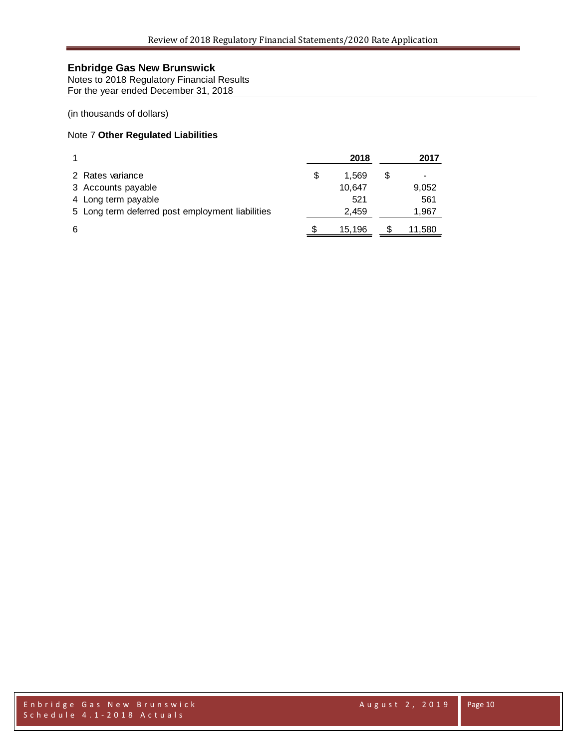**Enbridge Gas New Brunswick**

Notes to 2018 Regulatory Financial Results

For the year ended December 31, 2018

(in thousands of dollars)

Note 7 **Other Regulated Liabilities**

| 1 | | 2018 | 2017 |
|---|---|---|---|
| 2 | Rates variance | $ 1,569 | $ - |
| 3 | Accounts payable | 10,647 | 9,052 |
| 4 | Long term payable | 521 | 561 |
| 5 | Long term deferred post employment liabilities | 2,459 | 1,967 |
| 6 | | $ 15,196 | $ 11,580 |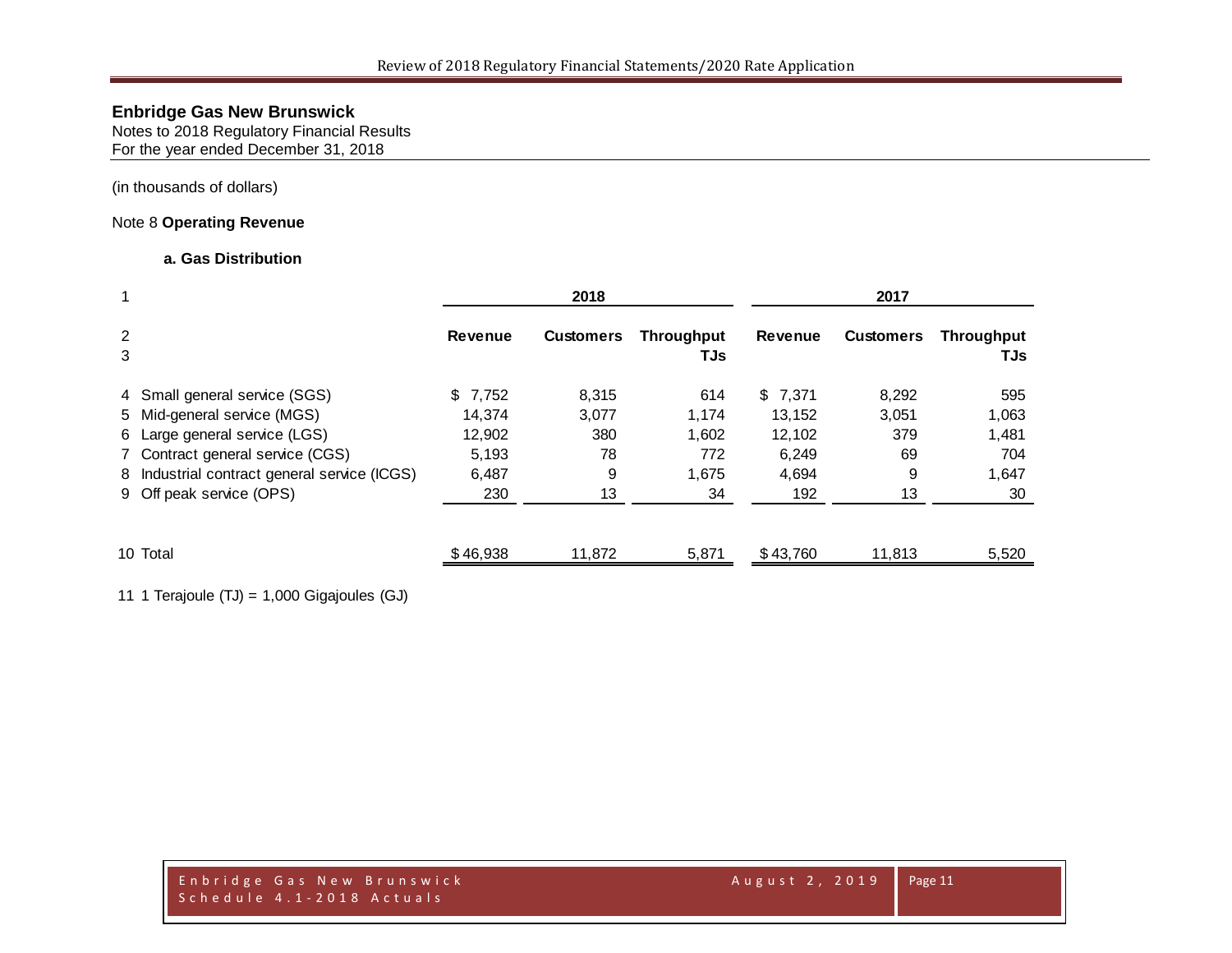## Enbridge Gas New Brunswick

Notes to 2018 Regulatory Financial Results
For the year ended December 31, 2018

(in thousands of dollars)

Note 8 **Operating Revenue**

### a. Gas Distribution

| 1 | | 2018 | | | 2017 | | |
|---|---|---|---|---|---|---|---|
| 2<br>3 | | **Revenue** | **Customers** | **Throughput TJs** | **Revenue** | **Customers** | **Throughput TJs** |
| 4 | Small general service (SGS) | $ 7,752 | 8,315 | 614 | $ 7,371 | 8,292 | 595 |
| 5 | Mid-general service (MGS) | 14,374 | 3,077 | 1,174 | 13,152 | 3,051 | 1,063 |
| 6 | Large general service (LGS) | 12,902 | 380 | 1,602 | 12,102 | 379 | 1,481 |
| 7 | Contract general service (CGS) | 5,193 | 78 | 772 | 6,249 | 69 | 704 |
| 8 | Industrial contract general service (ICGS) | 6,487 | 9 | 1,675 | 4,694 | 9 | 1,647 |
| 9 | Off peak service (OPS) | 230 | 13 | 34 | 192 | 13 | 30 |
| 10 | Total | $ 46,938 | 11,872 | 5,871 | $ 43,760 | 11,813 | 5,520 |

11 1 Terajoule (TJ) = 1,000 Gigajoules (GJ)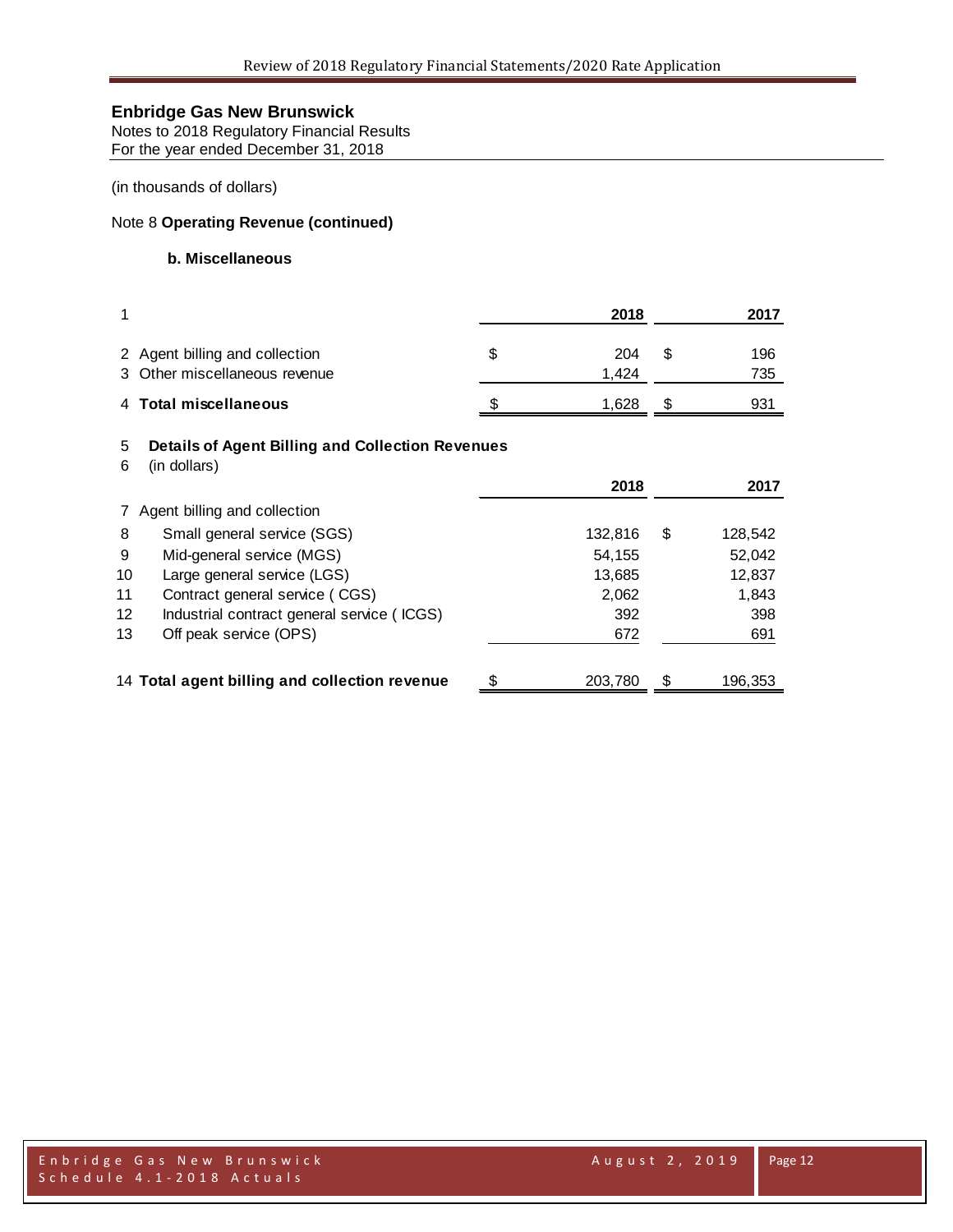**Enbridge Gas New Brunswick**
Notes to 2018 Regulatory Financial Results
For the year ended December 31, 2018

(in thousands of dollars)

Note 8 **Operating Revenue (continued)**

**b. Miscellaneous**

| 1 | | 2018 | 2017 |
|---|---|---|---|
| 2 | Agent billing and collection | $ 204 | $ 196 |
| 3 | Other miscellaneous revenue | 1,424 | 735 |
| 4 | **Total miscellaneous** | $ 1,628 | $ 931 |

| | | | |
|---|---|---|---|
| 5 | **Details of Agent Billing and Collection Revenues** | | |
| 6 | (in dollars) | **2018** | **2017** |
| 7 | Agent billing and collection | | |
| 8 | Small general service (SGS) | 132,816 | $ 128,542 |
| 9 | Mid-general service (MGS) | 54,155 | 52,042 |
| 10 | Large general service (LGS) | 13,685 | 12,837 |
| 11 | Contract general service ( CGS) | 2,062 | 1,843 |
| 12 | Industrial contract general service ( ICGS) | 392 | 398 |
| 13 | Off peak service (OPS) | 672 | 691 |
| 14 | **Total agent billing and collection revenue** | $ 203,780 | $ 196,353 |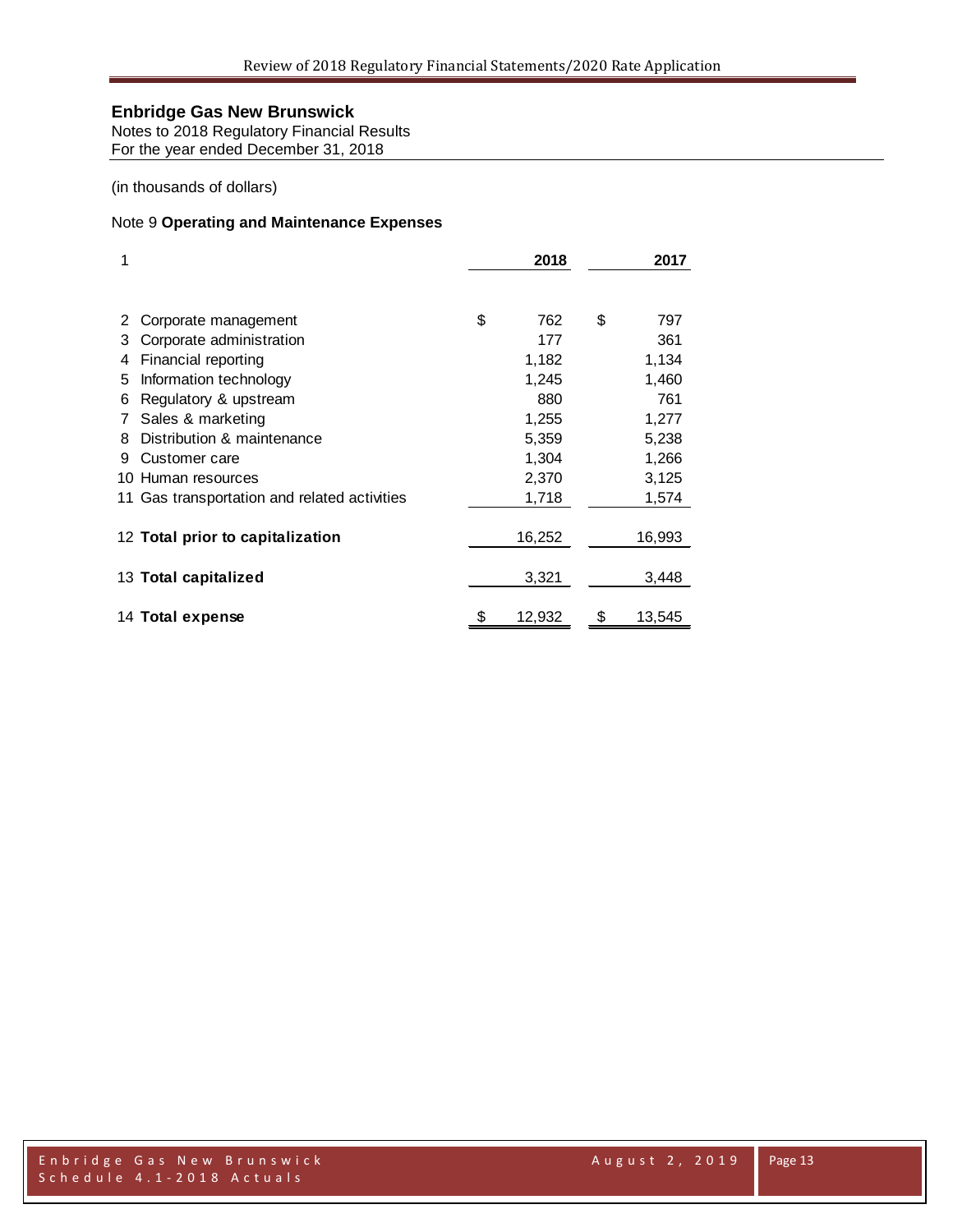**Enbridge Gas New Brunswick**
Notes to 2018 Regulatory Financial Results
For the year ended December 31, 2018

(in thousands of dollars)

Note 9 **Operating and Maintenance Expenses**

| 1 | | 2018 | 2017 |
|---|---|---|---|
| 2 | Corporate management | $ 762 | $ 797 |
| 3 | Corporate administration | 177 | 361 |
| 4 | Financial reporting | 1,182 | 1,134 |
| 5 | Information technology | 1,245 | 1,460 |
| 6 | Regulatory & upstream | 880 | 761 |
| 7 | Sales & marketing | 1,255 | 1,277 |
| 8 | Distribution & maintenance | 5,359 | 5,238 |
| 9 | Customer care | 1,304 | 1,266 |
| 10 | Human resources | 2,370 | 3,125 |
| 11 | Gas transportation and related activities | 1,718 | 1,574 |
| 12 | **Total prior to capitalization** | 16,252 | 16,993 |
| 13 | **Total capitalized** | 3,321 | 3,448 |
| 14 | **Total expense** | $ 12,932 | $ 13,545 |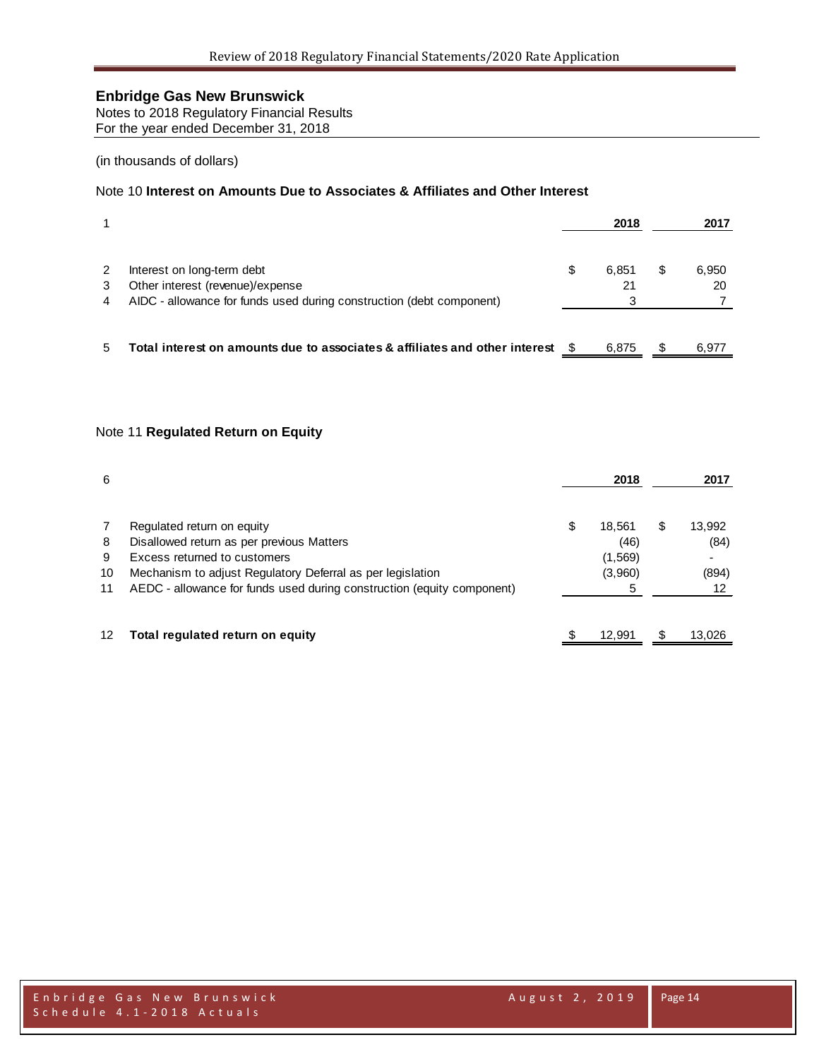**Enbridge Gas New Brunswick**
Notes to 2018 Regulatory Financial Results
For the year ended December 31, 2018

(in thousands of dollars)

Note 10 **Interest on Amounts Due to Associates & Affiliates and Other Interest**

| 1 | | 2018 | 2017 |
|---|---|---|---|
| 2 | Interest on long-term debt | $ 6,851 | $ 6,950 |
| 3 | Other interest (revenue)/expense | 21 | 20 |
| 4 | AIDC - allowance for funds used during construction (debt component) | 3 | 7 |
| 5 | **Total interest on amounts due to associates & affiliates and other interest** | $ 6,875 | $ 6,977 |

Note 11 **Regulated Return on Equity**

| 6 | | 2018 | 2017 |
|---|---|---|---|
| 7 | Regulated return on equity | $ 18,561 | $ 13,992 |
| 8 | Disallowed return as per previous Matters | (46) | (84) |
| 9 | Excess returned to customers | (1,569) | - |
| 10 | Mechanism to adjust Regulatory Deferral as per legislation | (3,960) | (894) |
| 11 | AEDC - allowance for funds used during construction (equity component) | 5 | 12 |
| 12 | **Total regulated return on equity** | $ 12,991 | $ 13,026 |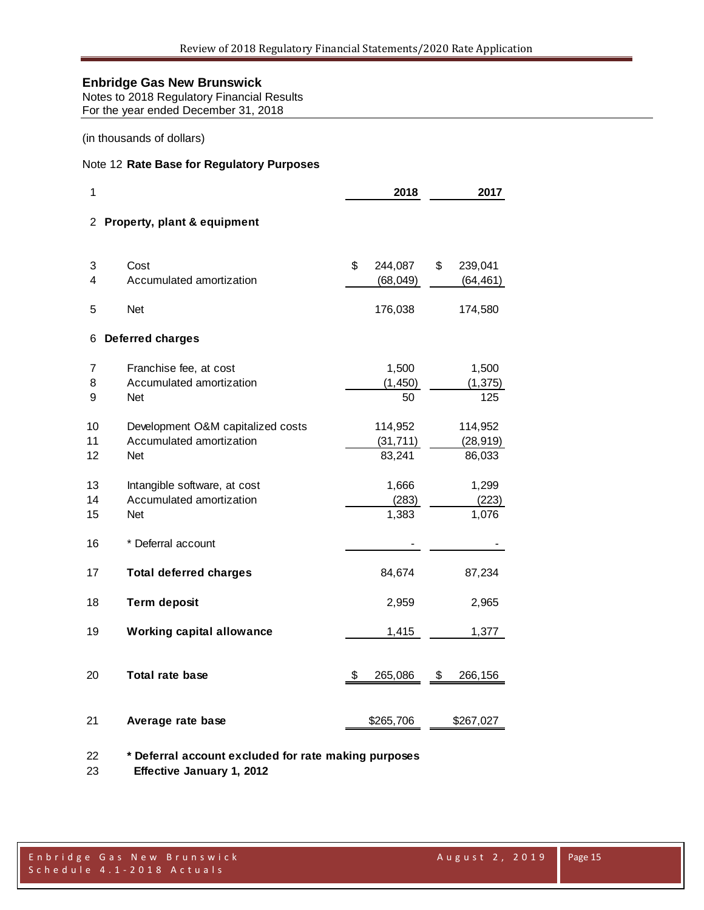**Enbridge Gas New Brunswick**
Notes to 2018 Regulatory Financial Results
For the year ended December 31, 2018

(in thousands of dollars)

Note 12 **Rate Base for Regulatory Purposes**

| Line | | 2018 | 2017 |
|---|---|---|---|
| 1 | | **2018** | **2017** |
| 2 | **Property, plant & equipment** | | |
| 3 | Cost | $ 244,087 | $ 239,041 |
| 4 | Accumulated amortization | (68,049) | (64,461) |
| 5 | Net | 176,038 | 174,580 |
| 6 | **Deferred charges** | | |
| 7 | Franchise fee, at cost | 1,500 | 1,500 |
| 8 | Accumulated amortization | (1,450) | (1,375) |
| 9 | Net | 50 | 125 |
| 10 | Development O&M capitalized costs | 114,952 | 114,952 |
| 11 | Accumulated amortization | (31,711) | (28,919) |
| 12 | Net | 83,241 | 86,033 |
| 13 | Intangible software, at cost | 1,666 | 1,299 |
| 14 | Accumulated amortization | (283) | (223) |
| 15 | Net | 1,383 | 1,076 |
| 16 | * Deferral account | - | - |
| 17 | **Total deferred charges** | 84,674 | 87,234 |
| 18 | **Term deposit** | 2,959 | 2,965 |
| 19 | **Working capital allowance** | 1,415 | 1,377 |
| 20 | **Total rate base** | $ 265,086 | $ 266,156 |
| 21 | **Average rate base** | $265,706 | $267,027 |

22 **\* Deferral account excluded for rate making purposes**
23 **Effective January 1, 2012**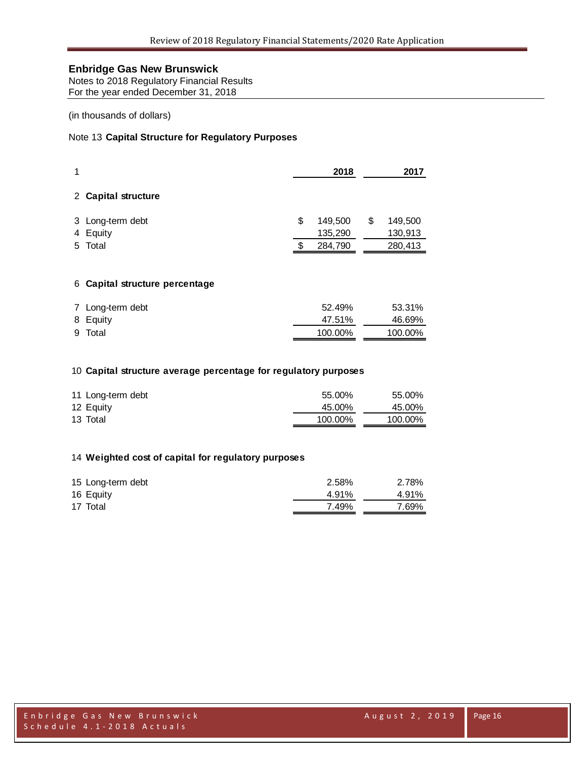**Enbridge Gas New Brunswick**
Notes to 2018 Regulatory Financial Results
For the year ended December 31, 2018

(in thousands of dollars)

Note 13 **Capital Structure for Regulatory Purposes**

| Line | | 2018 | 2017 |
|---|---|---|---|
| 1 | | **2018** | **2017** |
| 2 | **Capital structure** | | |
| 3 | Long-term debt | $ 149,500 | $ 149,500 |
| 4 | Equity | 135,290 | 130,913 |
| 5 | Total | $ 284,790 | 280,413 |
| 6 | **Capital structure percentage** | | |
| 7 | Long-term debt | 52.49% | 53.31% |
| 8 | Equity | 47.51% | 46.69% |
| 9 | Total | 100.00% | 100.00% |
| 10 | **Capital structure average percentage for regulatory purposes** | | |
| 11 | Long-term debt | 55.00% | 55.00% |
| 12 | Equity | 45.00% | 45.00% |
| 13 | Total | 100.00% | 100.00% |
| 14 | **Weighted cost of capital for regulatory purposes** | | |
| 15 | Long-term debt | 2.58% | 2.78% |
| 16 | Equity | 4.91% | 4.91% |
| 17 | Total | 7.49% | 7.69% |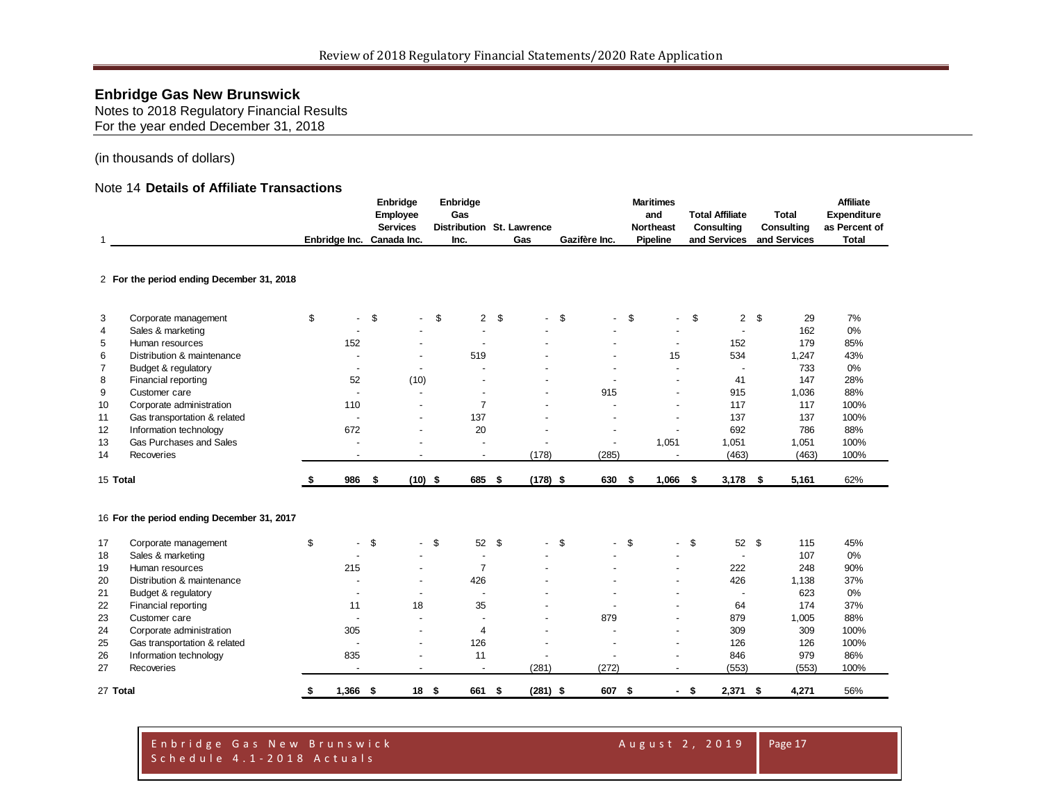# Enbridge Gas New Brunswick

Notes to 2018 Regulatory Financial Results
For the year ended December 31, 2018

(in thousands of dollars)

## Note 14 **Details of Affiliate Transactions**

| 1 | | Enbridge Inc. | Enbridge Employee Services Canada Inc. | Enbridge Gas Distribution Inc. | St. Lawrence Gas | Gazifère Inc. | Maritimes and Northeast Pipeline | Total Affiliate Consulting and Services | Total Consulting and Services | Affiliate Expenditure as Percent of Total |
|---|---|---|---|---|---|---|---|---|---|---|
| 2 | **For the period ending December 31, 2018** | | | | | | | | | |
| 3 | Corporate management | $ - | $ - | $ 2 | $ - | $ - | $ - | $ 2 | $ 29 | 7% |
| 4 | Sales & marketing | - | - | - | - | - | - | - | 162 | 0% |
| 5 | Human resources | 152 | - | - | - | - | - | 152 | 179 | 85% |
| 6 | Distribution & maintenance | - | - | 519 | - | - | 15 | 534 | 1,247 | 43% |
| 7 | Budget & regulatory | - | - | - | - | - | - | - | 733 | 0% |
| 8 | Financial reporting | 52 | (10) | - | - | - | - | 41 | 147 | 28% |
| 9 | Customer care | - | - | - | - | 915 | - | 915 | 1,036 | 88% |
| 10 | Corporate administration | 110 | - | 7 | - | - | - | 117 | 117 | 100% |
| 11 | Gas transportation & related | - | - | 137 | - | - | - | 137 | 137 | 100% |
| 12 | Information technology | 672 | - | 20 | - | - | - | 692 | 786 | 88% |
| 13 | Gas Purchases and Sales | - | - | - | - | - | 1,051 | 1,051 | 1,051 | 100% |
| 14 | Recoveries | - | - | - | (178) | (285) | - | (463) | (463) | 100% |
| 15 | **Total** | **$ 986** | **$ (10)** | **$ 685** | **$ (178)** | **$ 630** | **$ 1,066** | **$ 3,178** | **$ 5,161** | 62% |
| 16 | **For the period ending December 31, 2017** | | | | | | | | | |
| 17 | Corporate management | $ - | $ - | $ 52 | $ - | $ - | $ - | $ 52 | $ 115 | 45% |
| 18 | Sales & marketing | - | - | - | - | - | - | - | 107 | 0% |
| 19 | Human resources | 215 | - | 7 | - | - | - | 222 | 248 | 90% |
| 20 | Distribution & maintenance | - | - | 426 | - | - | - | 426 | 1,138 | 37% |
| 21 | Budget & regulatory | - | - | - | - | - | - | - | 623 | 0% |
| 22 | Financial reporting | 11 | 18 | 35 | - | - | - | 64 | 174 | 37% |
| 23 | Customer care | - | - | - | - | 879 | - | 879 | 1,005 | 88% |
| 24 | Corporate administration | 305 | - | 4 | - | - | - | 309 | 309 | 100% |
| 25 | Gas transportation & related | - | - | 126 | - | - | - | 126 | 126 | 100% |
| 26 | Information technology | 835 | - | 11 | - | - | - | 846 | 979 | 86% |
| 27 | Recoveries | - | - | - | (281) | (272) | - | (553) | (553) | 100% |
| 27 | **Total** | **$ 1,366** | **$ 18** | **$ 661** | **$ (281)** | **$ 607** | **$ -** | **$ 2,371** | **$ 4,271** | 56% |

Enbridge Gas New Brunswick
Schedule 4.1-2018 Actuals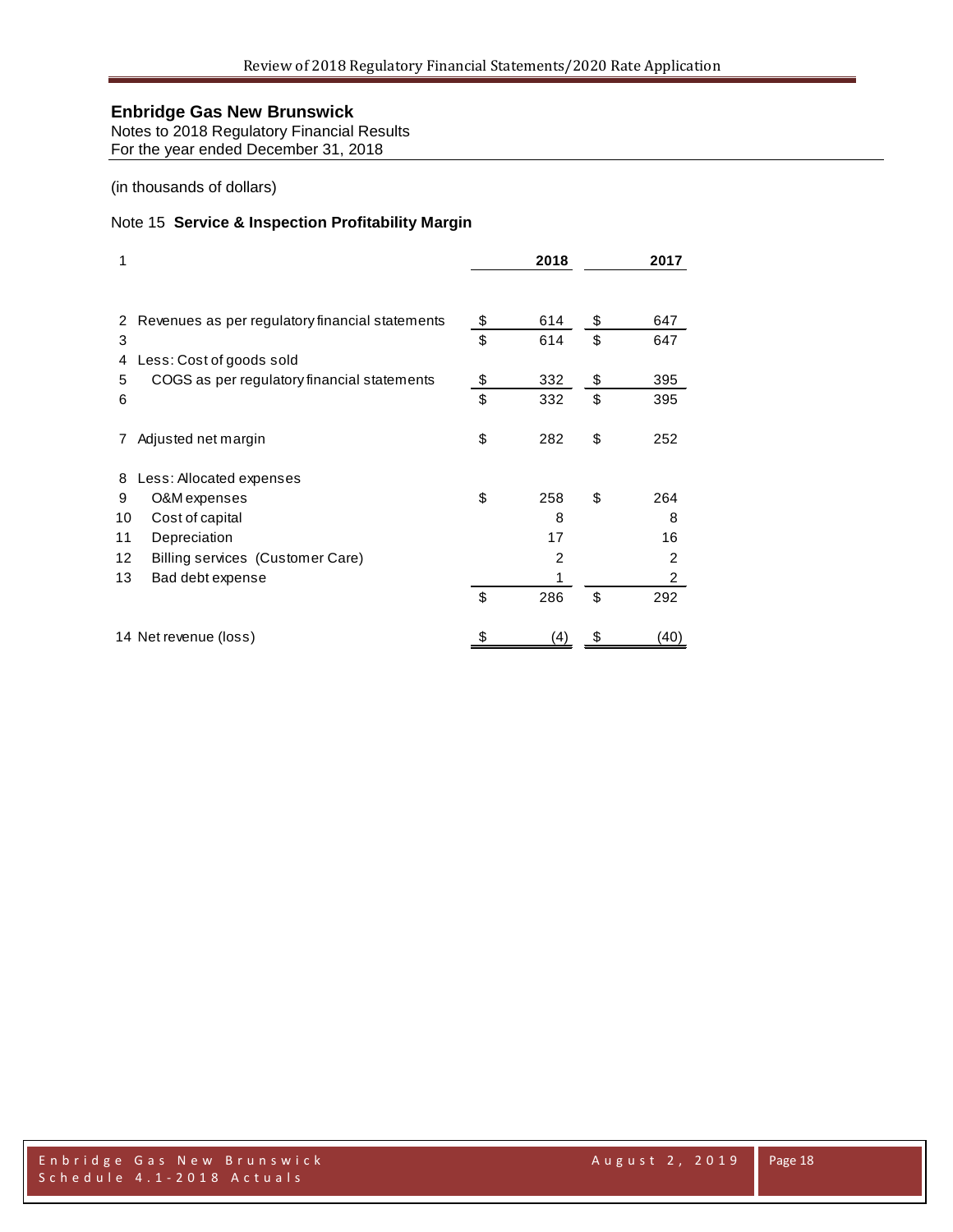## Enbridge Gas New Brunswick

Notes to 2018 Regulatory Financial Results
For the year ended December 31, 2018

(in thousands of dollars)

### Note 15 **Service & Inspection Profitability Margin**

| 1 | | | 2018 | | 2017 |
|---|---|---|---|---|---|
| 2 | Revenues as per regulatory financial statements | $ | 614 | $ | 647 |
| 3 | | $ | 614 | $ | 647 |
| 4 | Less: Cost of goods sold | | | | |
| 5 | COGS as per regulatory financial statements | $ | 332 | $ | 395 |
| 6 | | $ | 332 | $ | 395 |
| 7 | Adjusted net margin | $ | 282 | $ | 252 |
| 8 | Less: Allocated expenses | | | | |
| 9 | O&M expenses | $ | 258 | $ | 264 |
| 10 | Cost of capital | | 8 | | 8 |
| 11 | Depreciation | | 17 | | 16 |
| 12 | Billing services (Customer Care) | | 2 | | 2 |
| 13 | Bad debt expense | | 1 | | 2 |
| | | $ | 286 | $ | 292 |
| 14 | Net revenue (loss) | $ | (4) | $ | (40) |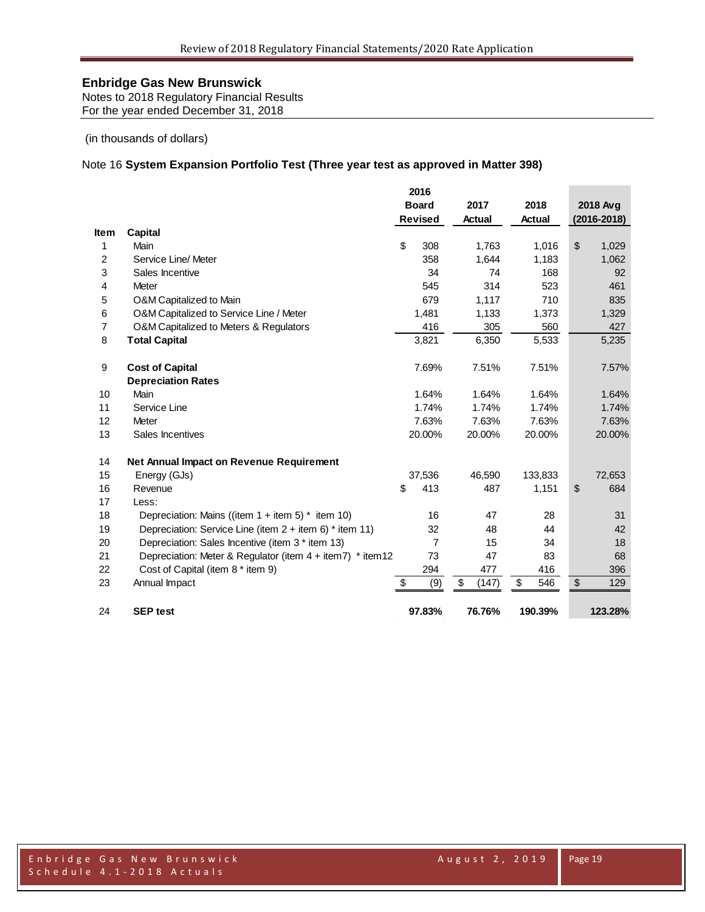**Enbridge Gas New Brunswick**
Notes to 2018 Regulatory Financial Results
For the year ended December 31, 2018

(in thousands of dollars)

Note 16 **System Expansion Portfolio Test (Three year test as approved in Matter 398)**

| Item | | 2016 Board Revised | 2017 Actual | 2018 Actual | 2018 Avg (2016-2018) |
|---|---|---|---|---|---|
| | **Capital** | | | | |
| 1 | Main | $ 308 | 1,763 | 1,016 | $ 1,029 |
| 2 | Service Line/ Meter | 358 | 1,644 | 1,183 | 1,062 |
| 3 | Sales Incentive | 34 | 74 | 168 | 92 |
| 4 | Meter | 545 | 314 | 523 | 461 |
| 5 | O&M Capitalized to Main | 679 | 1,117 | 710 | 835 |
| 6 | O&M Capitalized to Service Line / Meter | 1,481 | 1,133 | 1,373 | 1,329 |
| 7 | O&M Capitalized to Meters & Regulators | 416 | 305 | 560 | 427 |
| 8 | **Total Capital** | 3,821 | 6,350 | 5,533 | 5,235 |
| | | | | | |
| 9 | **Cost of Capital** | 7.69% | 7.51% | 7.51% | 7.57% |
| | **Depreciation Rates** | | | | |
| 10 | Main | 1.64% | 1.64% | 1.64% | 1.64% |
| 11 | Service Line | 1.74% | 1.74% | 1.74% | 1.74% |
| 12 | Meter | 7.63% | 7.63% | 7.63% | 7.63% |
| 13 | Sales Incentives | 20.00% | 20.00% | 20.00% | 20.00% |
| | | | | | |
| 14 | **Net Annual Impact on Revenue Requirement** | | | | |
| 15 | Energy (GJs) | 37,536 | 46,590 | 133,833 | 72,653 |
| 16 | Revenue | $ 413 | 487 | 1,151 | $ 684 |
| 17 | Less: | | | | |
| 18 | Depreciation: Mains ((item 1 + item 5) * item 10) | 16 | 47 | 28 | 31 |
| 19 | Depreciation: Service Line (item 2 + item 6) * item 11) | 32 | 48 | 44 | 42 |
| 20 | Depreciation: Sales Incentive (item 3 * item 13) | 7 | 15 | 34 | 18 |
| 21 | Depreciation: Meter & Regulator (item 4 + item7) * item12 | 73 | 47 | 83 | 68 |
| 22 | Cost of Capital (item 8 * item 9) | 294 | 477 | 416 | 396 |
| 23 | Annual Impact | $ (9) | $ (147) | $ 546 | $ 129 |
| | | | | | |
| 24 | **SEP test** | **97.83%** | **76.76%** | **190.39%** | **123.28%** |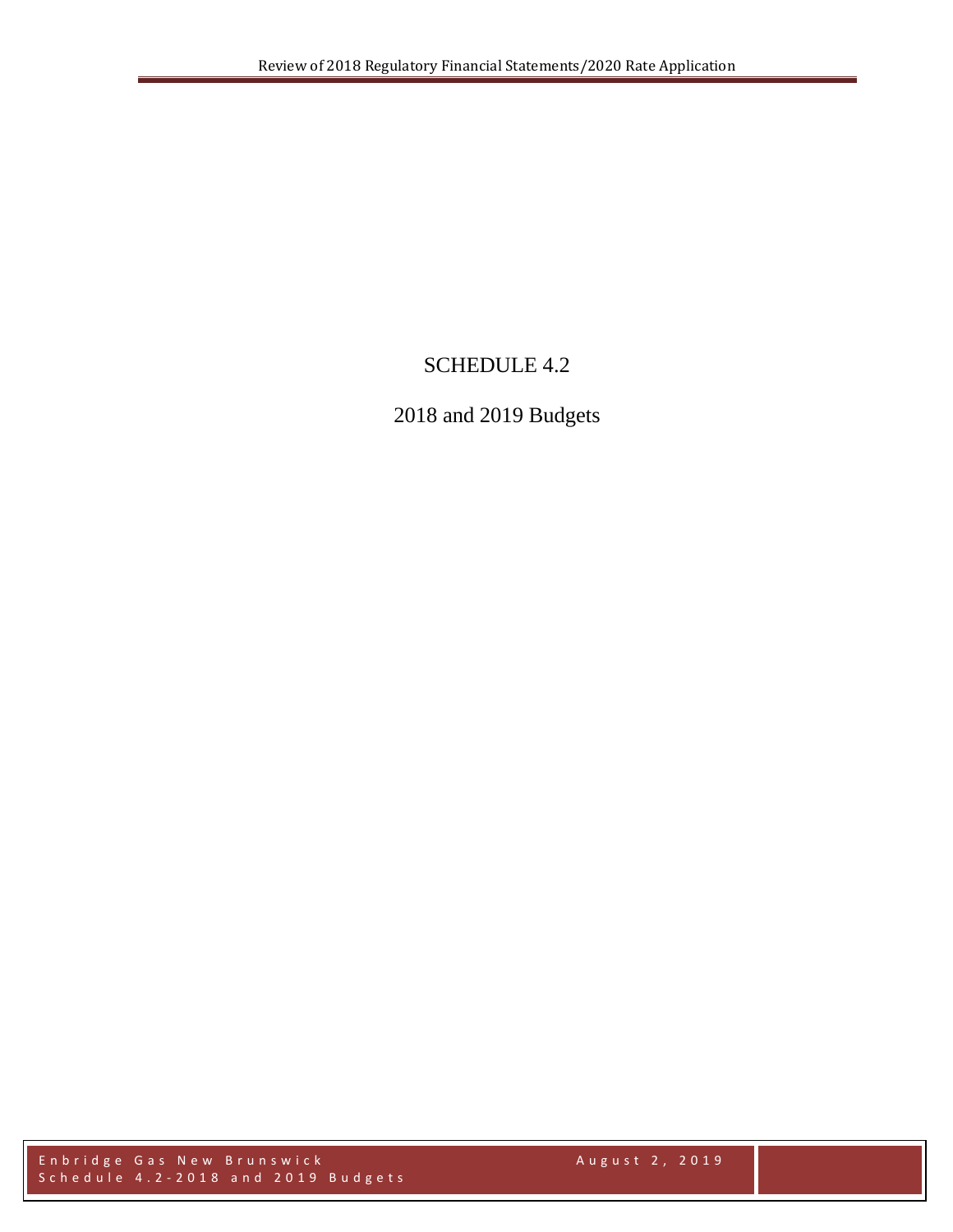# SCHEDULE 4.2

## 2018 and 2019 Budgets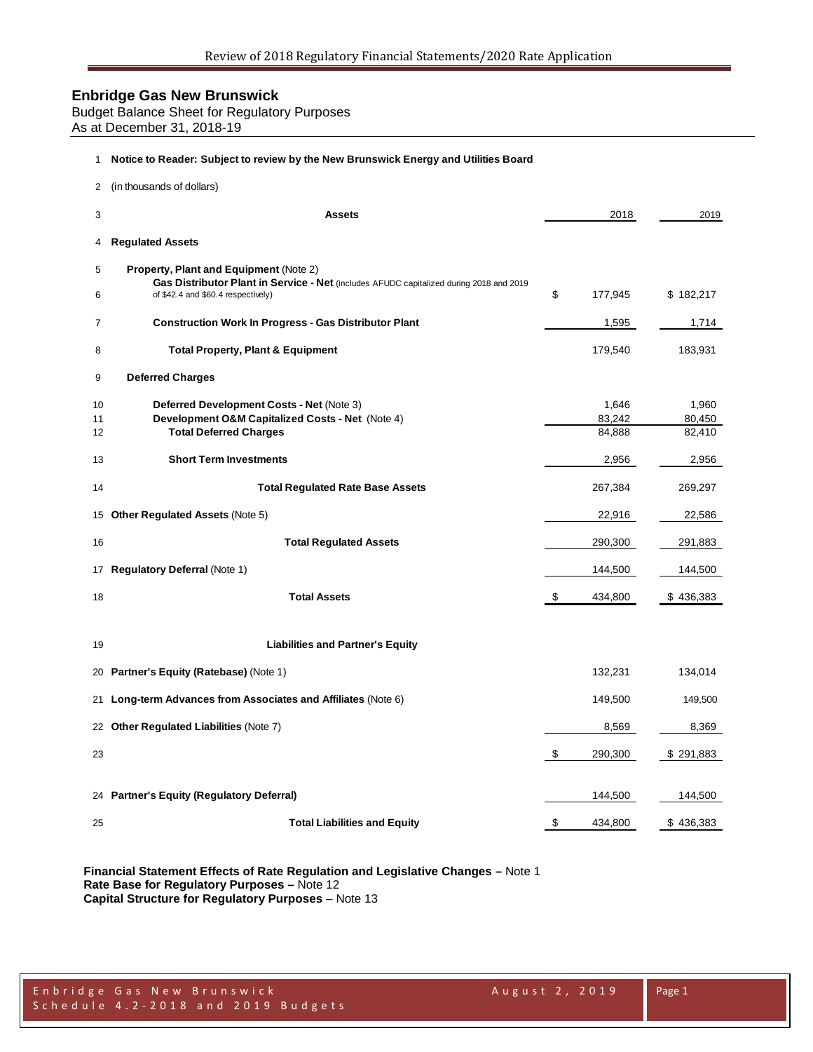# Enbridge Gas New Brunswick

Budget Balance Sheet for Regulatory Purposes
As at December 31, 2018-19

| | | | |
|---|---|---|---|
| 1 | **Notice to Reader: Subject to review by the New Brunswick Energy and Utilities Board** | | |
| 2 | (in thousands of dollars) | | |
| 3 | **Assets** | 2018 | 2019 |
| 4 | **Regulated Assets** | | |
| 5 | **Property, Plant and Equipment** (Note 2) | | |
| 6 | **Gas Distributor Plant in Service - Net** (includes AFUDC capitalized during 2018 and 2019 of $42.4 and $60.4 respectively) | $ 177,945 | $ 182,217 |
| 7 | **Construction Work In Progress - Gas Distributor Plant** | 1,595 | 1,714 |
| 8 | **Total Property, Plant & Equipment** | 179,540 | 183,931 |
| 9 | **Deferred Charges** | | |
| 10 | **Deferred Development Costs - Net** (Note 3) | 1,646 | 1,960 |
| 11 | **Development O&M Capitalized Costs - Net** (Note 4) | 83,242 | 80,450 |
| 12 | **Total Deferred Charges** | 84,888 | 82,410 |
| 13 | **Short Term Investments** | 2,956 | 2,956 |
| 14 | **Total Regulated Rate Base Assets** | 267,384 | 269,297 |
| 15 | **Other Regulated Assets** (Note 5) | 22,916 | 22,586 |
| 16 | **Total Regulated Assets** | 290,300 | 291,883 |
| 17 | **Regulatory Deferral** (Note 1) | 144,500 | 144,500 |
| 18 | **Total Assets** | $ 434,800 | $ 436,383 |
| 19 | **Liabilities and Partner's Equity** | | |
| 20 | **Partner's Equity (Ratebase)** (Note 1) | 132,231 | 134,014 |
| 21 | **Long-term Advances from Associates and Affiliates** (Note 6) | 149,500 | 149,500 |
| 22 | **Other Regulated Liabilities** (Note 7) | 8,569 | 8,369 |
| 23 | | $ 290,300 | $ 291,883 |
| 24 | **Partner's Equity (Regulatory Deferral)** | 144,500 | 144,500 |
| 25 | **Total Liabilities and Equity** | $ 434,800 | $ 436,383 |

**Financial Statement Effects of Rate Regulation and Legislative Changes –** Note 1
**Rate Base for Regulatory Purposes –** Note 12
**Capital Structure for Regulatory Purposes** – Note 13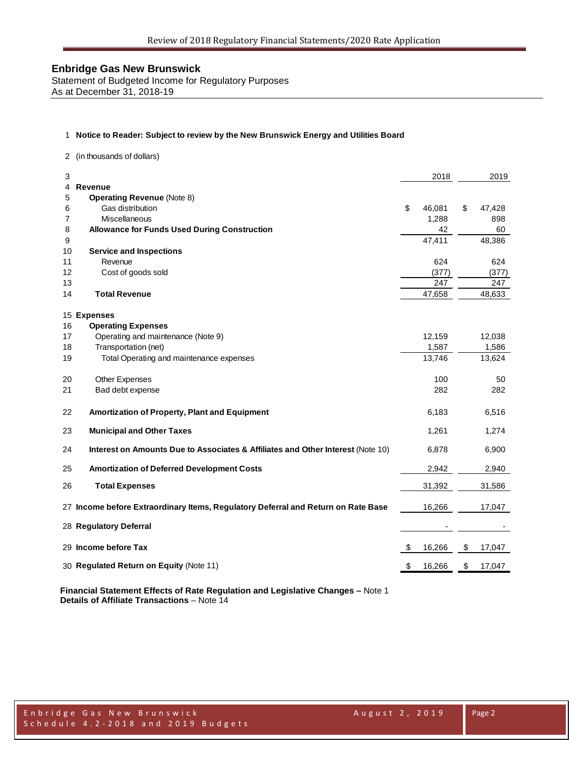# Enbridge Gas New Brunswick

Statement of Budgeted Income for Regulatory Purposes
As at December 31, 2018-19

1 **Notice to Reader: Subject to review by the New Brunswick Energy and Utilities Board**

2 (in thousands of dollars)

| # | | 2018 | 2019 |
|---|---|---|---|
| 3 | | 2018 | 2019 |
| 4 | **Revenue** | | |
| 5 | **Operating Revenue** (Note 8) | | |
| 6 | Gas distribution | $ 46,081 | $ 47,428 |
| 7 | Miscellaneous | 1,288 | 898 |
| 8 | **Allowance for Funds Used During Construction** | 42 | 60 |
| 9 | | 47,411 | 48,386 |
| 10 | **Service and Inspections** | | |
| 11 | Revenue | 624 | 624 |
| 12 | Cost of goods sold | (377) | (377) |
| 13 | | 247 | 247 |
| 14 | **Total Revenue** | 47,658 | 48,633 |
| 15 | **Expenses** | | |
| 16 | **Operating Expenses** | | |
| 17 | Operating and maintenance (Note 9) | 12,159 | 12,038 |
| 18 | Transportation (net) | 1,587 | 1,586 |
| 19 | Total Operating and maintenance expenses | 13,746 | 13,624 |
| 20 | Other Expenses | 100 | 50 |
| 21 | Bad debt expense | 282 | 282 |
| 22 | **Amortization of Property, Plant and Equipment** | 6,183 | 6,516 |
| 23 | **Municipal and Other Taxes** | 1,261 | 1,274 |
| 24 | **Interest on Amounts Due to Associates & Affiliates and Other Interest** (Note 10) | 6,878 | 6,900 |
| 25 | **Amortization of Deferred Development Costs** | 2,942 | 2,940 |
| 26 | **Total Expenses** | 31,392 | 31,586 |
| 27 | **Income before Extraordinary Items, Regulatory Deferral and Return on Rate Base** | 16,266 | 17,047 |
| 28 | **Regulatory Deferral** | - | - |
| 29 | **Income before Tax** | $ 16,266 | $ 17,047 |
| 30 | **Regulated Return on Equity** (Note 11) | $ 16,266 | $ 17,047 |

**Financial Statement Effects of Rate Regulation and Legislative Changes –** Note 1
**Details of Affiliate Transactions** – Note 14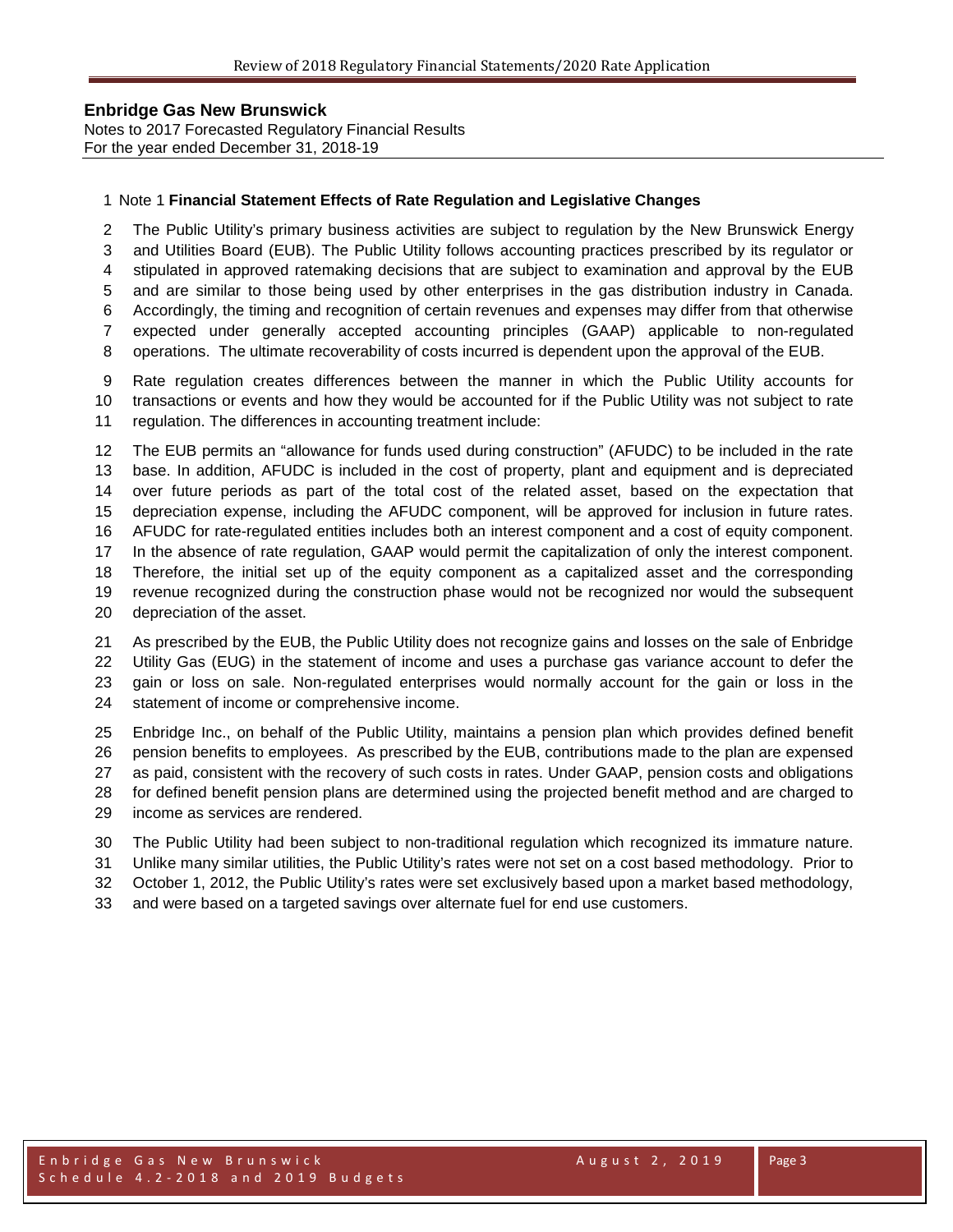**Enbridge Gas New Brunswick**
Notes to 2017 Forecasted Regulatory Financial Results
For the year ended December 31, 2018-19

Note 1 **Financial Statement Effects of Rate Regulation and Legislative Changes**

The Public Utility's primary business activities are subject to regulation by the New Brunswick Energy and Utilities Board (EUB). The Public Utility follows accounting practices prescribed by its regulator or stipulated in approved ratemaking decisions that are subject to examination and approval by the EUB and are similar to those being used by other enterprises in the gas distribution industry in Canada. Accordingly, the timing and recognition of certain revenues and expenses may differ from that otherwise expected under generally accepted accounting principles (GAAP) applicable to non-regulated operations. The ultimate recoverability of costs incurred is dependent upon the approval of the EUB.

Rate regulation creates differences between the manner in which the Public Utility accounts for transactions or events and how they would be accounted for if the Public Utility was not subject to rate regulation. The differences in accounting treatment include:

The EUB permits an "allowance for funds used during construction" (AFUDC) to be included in the rate base. In addition, AFUDC is included in the cost of property, plant and equipment and is depreciated over future periods as part of the total cost of the related asset, based on the expectation that depreciation expense, including the AFUDC component, will be approved for inclusion in future rates. AFUDC for rate-regulated entities includes both an interest component and a cost of equity component. In the absence of rate regulation, GAAP would permit the capitalization of only the interest component. Therefore, the initial set up of the equity component as a capitalized asset and the corresponding revenue recognized during the construction phase would not be recognized nor would the subsequent depreciation of the asset.

As prescribed by the EUB, the Public Utility does not recognize gains and losses on the sale of Enbridge Utility Gas (EUG) in the statement of income and uses a purchase gas variance account to defer the gain or loss on sale. Non-regulated enterprises would normally account for the gain or loss in the statement of income or comprehensive income.

Enbridge Inc., on behalf of the Public Utility, maintains a pension plan which provides defined benefit pension benefits to employees. As prescribed by the EUB, contributions made to the plan are expensed as paid, consistent with the recovery of such costs in rates. Under GAAP, pension costs and obligations for defined benefit pension plans are determined using the projected benefit method and are charged to income as services are rendered.

The Public Utility had been subject to non-traditional regulation which recognized its immature nature. Unlike many similar utilities, the Public Utility's rates were not set on a cost based methodology. Prior to October 1, 2012, the Public Utility's rates were set exclusively based upon a market based methodology, and were based on a targeted savings over alternate fuel for end use customers.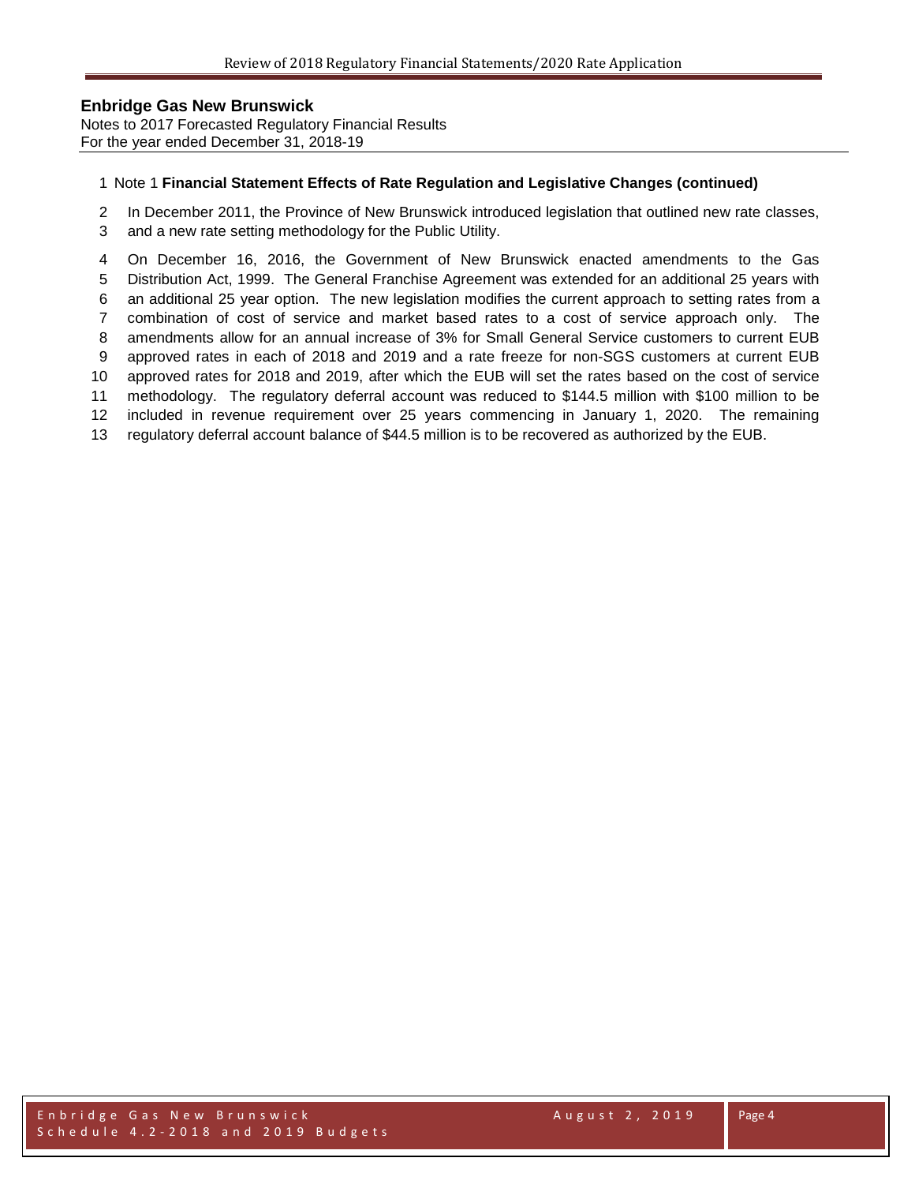**Enbridge Gas New Brunswick**
Notes to 2017 Forecasted Regulatory Financial Results
For the year ended December 31, 2018-19

1 Note 1 **Financial Statement Effects of Rate Regulation and Legislative Changes (continued)**

2 In December 2011, the Province of New Brunswick introduced legislation that outlined new rate classes,
3 and a new rate setting methodology for the Public Utility.

4 On December 16, 2016, the Government of New Brunswick enacted amendments to the Gas
5 Distribution Act, 1999. The General Franchise Agreement was extended for an additional 25 years with
6 an additional 25 year option. The new legislation modifies the current approach to setting rates from a
7 combination of cost of service and market based rates to a cost of service approach only. The
8 amendments allow for an annual increase of 3% for Small General Service customers to current EUB
9 approved rates in each of 2018 and 2019 and a rate freeze for non-SGS customers at current EUB
10 approved rates for 2018 and 2019, after which the EUB will set the rates based on the cost of service
11 methodology. The regulatory deferral account was reduced to $144.5 million with $100 million to be
12 included in revenue requirement over 25 years commencing in January 1, 2020. The remaining
13 regulatory deferral account balance of $44.5 million is to be recovered as authorized by the EUB.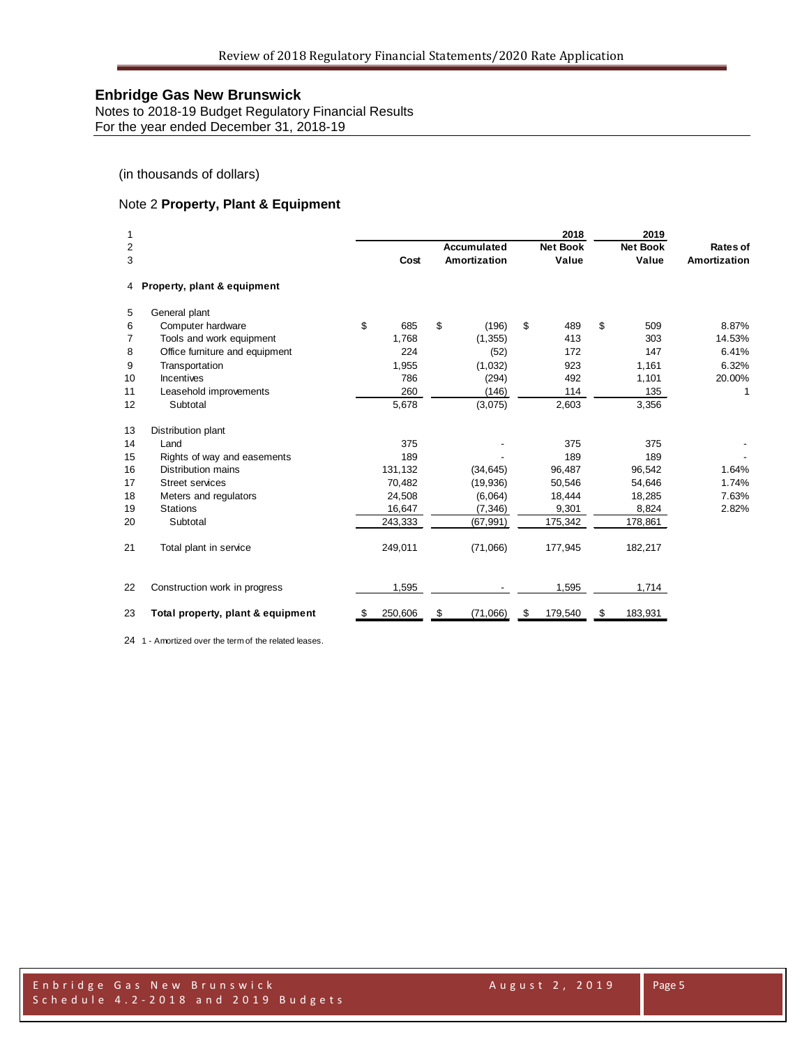## Enbridge Gas New Brunswick

Notes to 2018-19 Budget Regulatory Financial Results
For the year ended December 31, 2018-19

(in thousands of dollars)

### Note 2 **Property, Plant & Equipment**

| | | Cost | Accumulated Amortization | 2018 Net Book Value | 2019 Net Book Value | Rates of Amortization |
|---|---|---|---|---|---|---|
| 4 | **Property, plant & equipment** | | | | | |
| 5 | General plant | | | | | |
| 6 | Computer hardware | $ 685 | $ (196) | $ 489 | $ 509 | 8.87% |
| 7 | Tools and work equipment | 1,768 | (1,355) | 413 | 303 | 14.53% |
| 8 | Office furniture and equipment | 224 | (52) | 172 | 147 | 6.41% |
| 9 | Transportation | 1,955 | (1,032) | 923 | 1,161 | 6.32% |
| 10 | Incentives | 786 | (294) | 492 | 1,101 | 20.00% |
| 11 | Leasehold improvements | 260 | (146) | 114 | 135 | 1 |
| 12 | Subtotal | 5,678 | (3,075) | 2,603 | 3,356 | |
| 13 | Distribution plant | | | | | |
| 14 | Land | 375 | - | 375 | 375 | - |
| 15 | Rights of way and easements | 189 | - | 189 | 189 | - |
| 16 | Distribution mains | 131,132 | (34,645) | 96,487 | 96,542 | 1.64% |
| 17 | Street services | 70,482 | (19,936) | 50,546 | 54,646 | 1.74% |
| 18 | Meters and regulators | 24,508 | (6,064) | 18,444 | 18,285 | 7.63% |
| 19 | Stations | 16,647 | (7,346) | 9,301 | 8,824 | 2.82% |
| 20 | Subtotal | 243,333 | (67,991) | 175,342 | 178,861 | |
| 21 | Total plant in service | 249,011 | (71,066) | 177,945 | 182,217 | |
| 22 | Construction work in progress | 1,595 | - | 1,595 | 1,714 | |
| 23 | **Total property, plant & equipment** | $ 250,606 | $ (71,066) | $ 179,540 | $ 183,931 | |

24 1 - Amortized over the term of the related leases.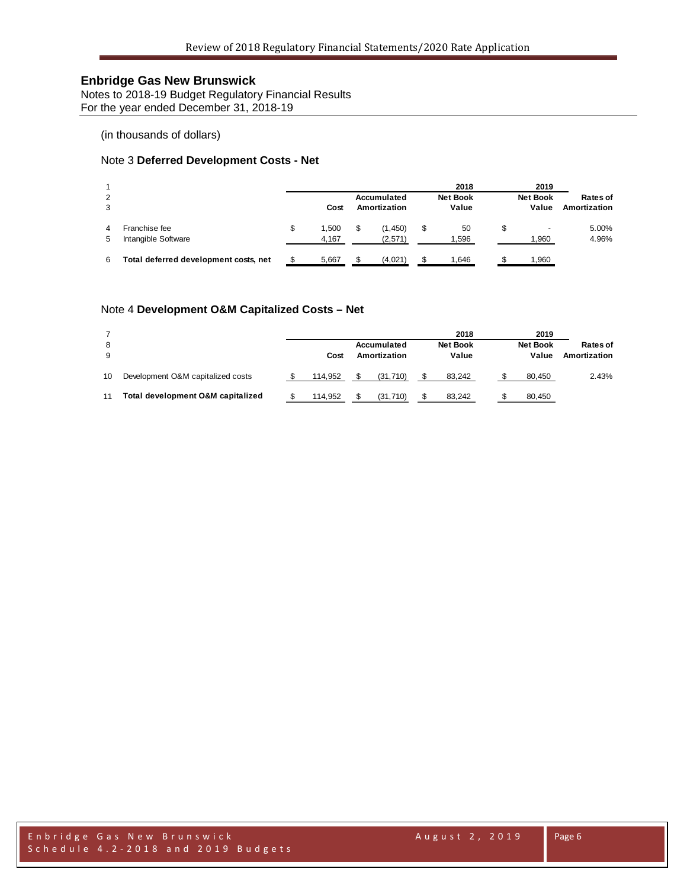## Enbridge Gas New Brunswick

Notes to 2018-19 Budget Regulatory Financial Results
For the year ended December 31, 2018-19

(in thousands of dollars)

### Note 3 **Deferred Development Costs - Net**

| | | | | 2018 | 2019 | |
|---|---|---|---|---|---|---|
| | | Cost | Accumulated Amortization | Net Book Value | Net Book Value | Rates of Amortization |
| 4 | Franchise fee | $ 1,500 | $ (1,450) | $ 50 | $ - | 5.00% |
| 5 | Intangible Software | 4,167 | (2,571) | 1,596 | 1,960 | 4.96% |
| 6 | **Total deferred development costs, net** | $ 5,667 | $ (4,021) | $ 1,646 | $ 1,960 | |

### Note 4 **Development O&M Capitalized Costs – Net**

| | | | | 2018 | 2019 | |
|---|---|---|---|---|---|---|
| | | Cost | Accumulated Amortization | Net Book Value | Net Book Value | Rates of Amortization |
| 10 | Development O&M capitalized costs | $ 114,952 | $ (31,710) | $ 83,242 | $ 80,450 | 2.43% |
| 11 | **Total development O&M capitalized** | $ 114,952 | $ (31,710) | $ 83,242 | $ 80,450 | |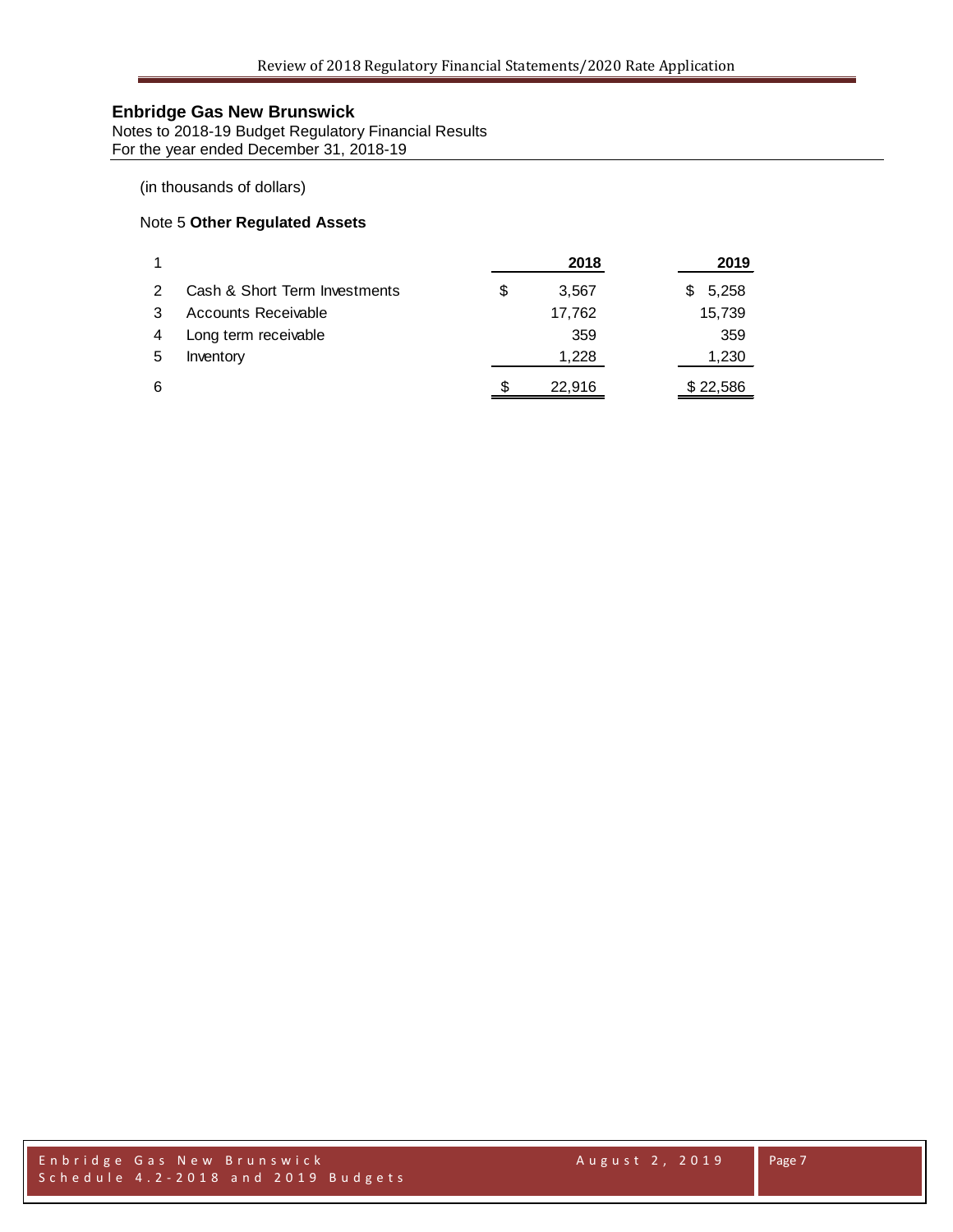## Enbridge Gas New Brunswick

Notes to 2018-19 Budget Regulatory Financial Results
For the year ended December 31, 2018-19

(in thousands of dollars)

### Note 5 **Other Regulated Assets**

| 1 | | 2018 | 2019 |
|---|---|---|---|
| 2 | Cash & Short Term Investments | $ 3,567 | $ 5,258 |
| 3 | Accounts Receivable | 17,762 | 15,739 |
| 4 | Long term receivable | 359 | 359 |
| 5 | Inventory | 1,228 | 1,230 |
| 6 | | $ 22,916 | $ 22,586 |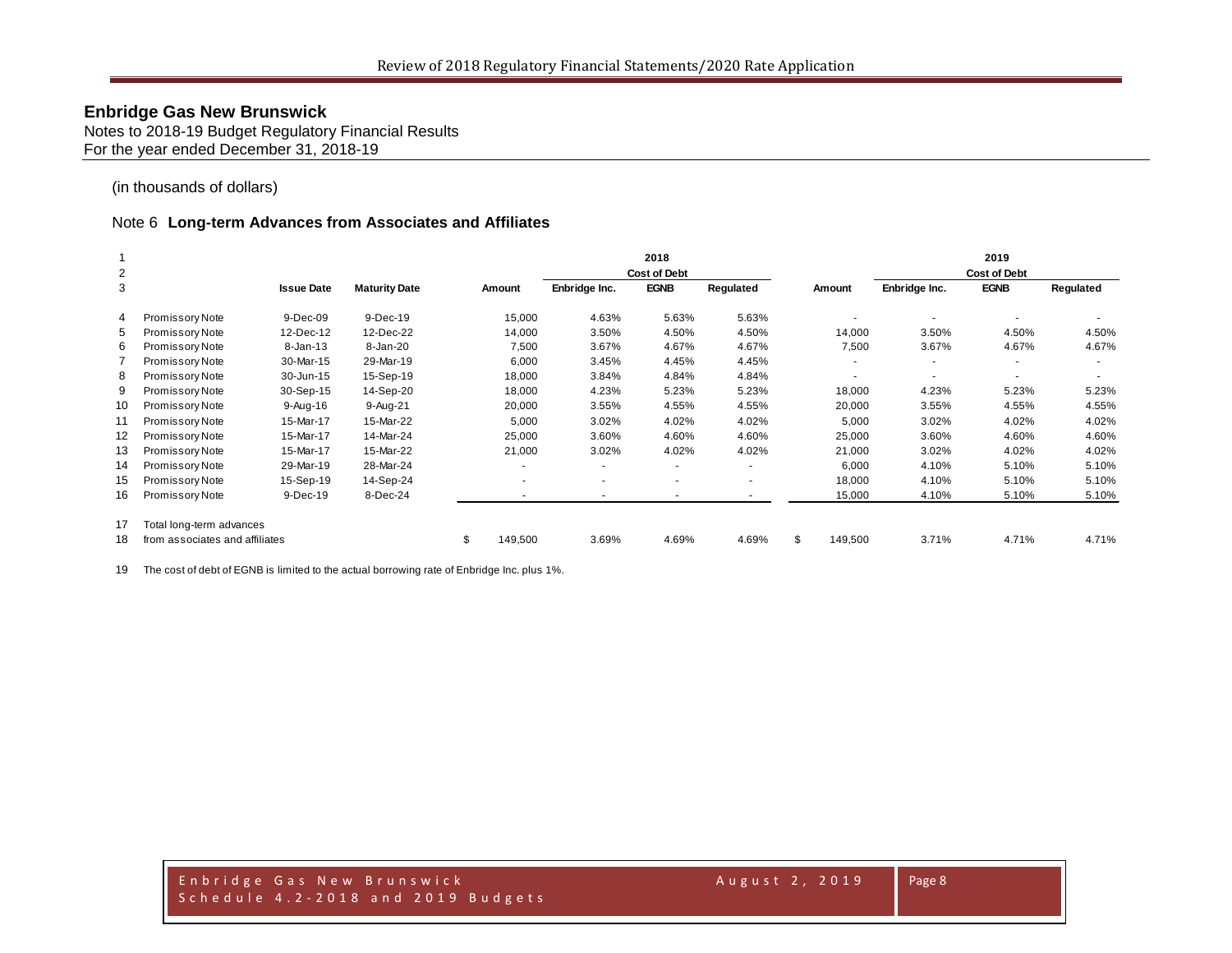## Enbridge Gas New Brunswick

Notes to 2018-19 Budget Regulatory Financial Results
For the year ended December 31, 2018-19

(in thousands of dollars)

### Note 6 **Long-term Advances from Associates and Affiliates**

| 1 | | | | | | 2018 | | | | | 2019 | |
|---|---|---|---|---|---|---|---|---|---|---|---|---|
| 2 | | | | | | Cost of Debt | | | | | Cost of Debt | |
| 3 | | **Issue Date** | **Maturity Date** | **Amount** | **Enbridge Inc.** | **EGNB** | **Regulated** | **Amount** | **Enbridge Inc.** | **EGNB** | **Regulated** |
| 4 | Promissory Note | 9-Dec-09 | 9-Dec-19 | 15,000 | 4.63% | 5.63% | 5.63% | - | - | - | - |
| 5 | Promissory Note | 12-Dec-12 | 12-Dec-22 | 14,000 | 3.50% | 4.50% | 4.50% | 14,000 | 3.50% | 4.50% | 4.50% |
| 6 | Promissory Note | 8-Jan-13 | 8-Jan-20 | 7,500 | 3.67% | 4.67% | 4.67% | 7,500 | 3.67% | 4.67% | 4.67% |
| 7 | Promissory Note | 30-Mar-15 | 29-Mar-19 | 6,000 | 3.45% | 4.45% | 4.45% | - | - | - | - |
| 8 | Promissory Note | 30-Jun-15 | 15-Sep-19 | 18,000 | 3.84% | 4.84% | 4.84% | - | - | - | - |
| 9 | Promissory Note | 30-Sep-15 | 14-Sep-20 | 18,000 | 4.23% | 5.23% | 5.23% | 18,000 | 4.23% | 5.23% | 5.23% |
| 10 | Promissory Note | 9-Aug-16 | 9-Aug-21 | 20,000 | 3.55% | 4.55% | 4.55% | 20,000 | 3.55% | 4.55% | 4.55% |
| 11 | Promissory Note | 15-Mar-17 | 15-Mar-22 | 5,000 | 3.02% | 4.02% | 4.02% | 5,000 | 3.02% | 4.02% | 4.02% |
| 12 | Promissory Note | 15-Mar-17 | 14-Mar-24 | 25,000 | 3.60% | 4.60% | 4.60% | 25,000 | 3.60% | 4.60% | 4.60% |
| 13 | Promissory Note | 15-Mar-17 | 15-Mar-22 | 21,000 | 3.02% | 4.02% | 4.02% | 21,000 | 3.02% | 4.02% | 4.02% |
| 14 | Promissory Note | 29-Mar-19 | 28-Mar-24 | - | - | - | - | 6,000 | 4.10% | 5.10% | 5.10% |
| 15 | Promissory Note | 15-Sep-19 | 14-Sep-24 | - | - | - | - | 18,000 | 4.10% | 5.10% | 5.10% |
| 16 | Promissory Note | 9-Dec-19 | 8-Dec-24 | - | - | - | - | 15,000 | 4.10% | 5.10% | 5.10% |
| 17 | Total long-term advances | | | | | | | | | | |
| 18 | from associates and affiliates | | | $ 149,500 | 3.69% | 4.69% | 4.69% | $ 149,500 | 3.71% | 4.71% | 4.71% |

19 The cost of debt of EGNB is limited to the actual borrowing rate of Enbridge Inc. plus 1%.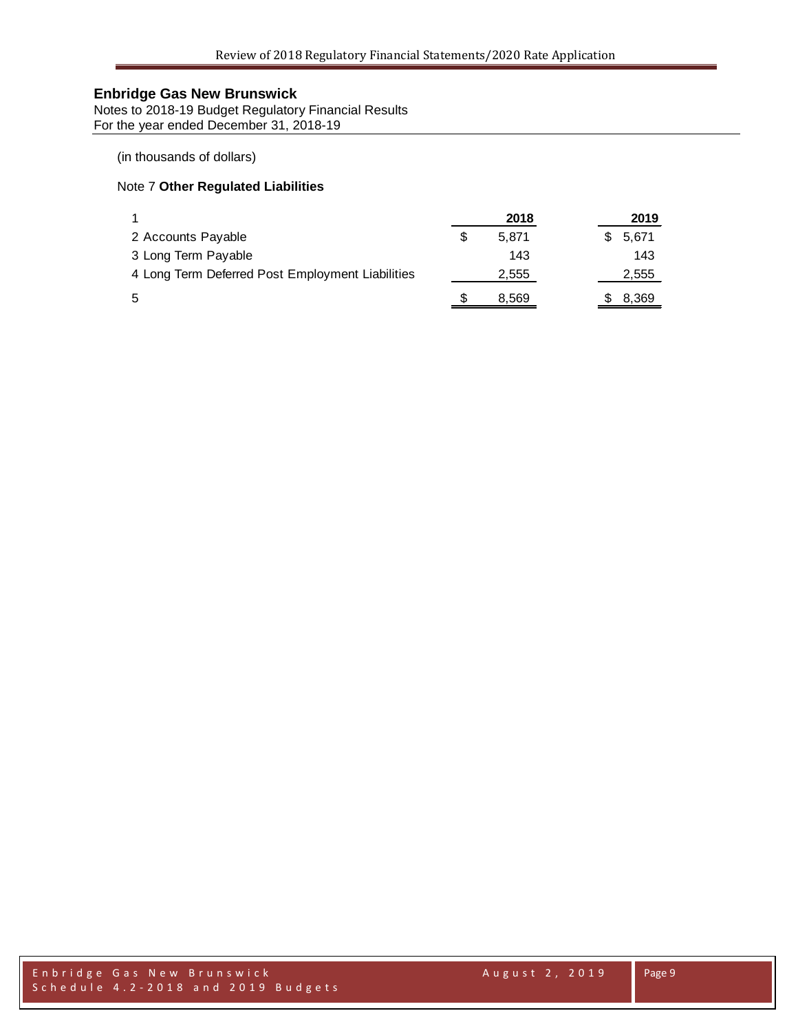**Enbridge Gas New Brunswick**
Notes to 2018-19 Budget Regulatory Financial Results
For the year ended December 31, 2018-19

(in thousands of dollars)

Note 7 **Other Regulated Liabilities**

| 1 | 2018 | 2019 |
|---|---|---|
| 2 Accounts Payable | $ 5,871 | $ 5,671 |
| 3 Long Term Payable | 143 | 143 |
| 4 Long Term Deferred Post Employment Liabilities | 2,555 | 2,555 |
| 5 | $ 8,569 | $ 8,369 |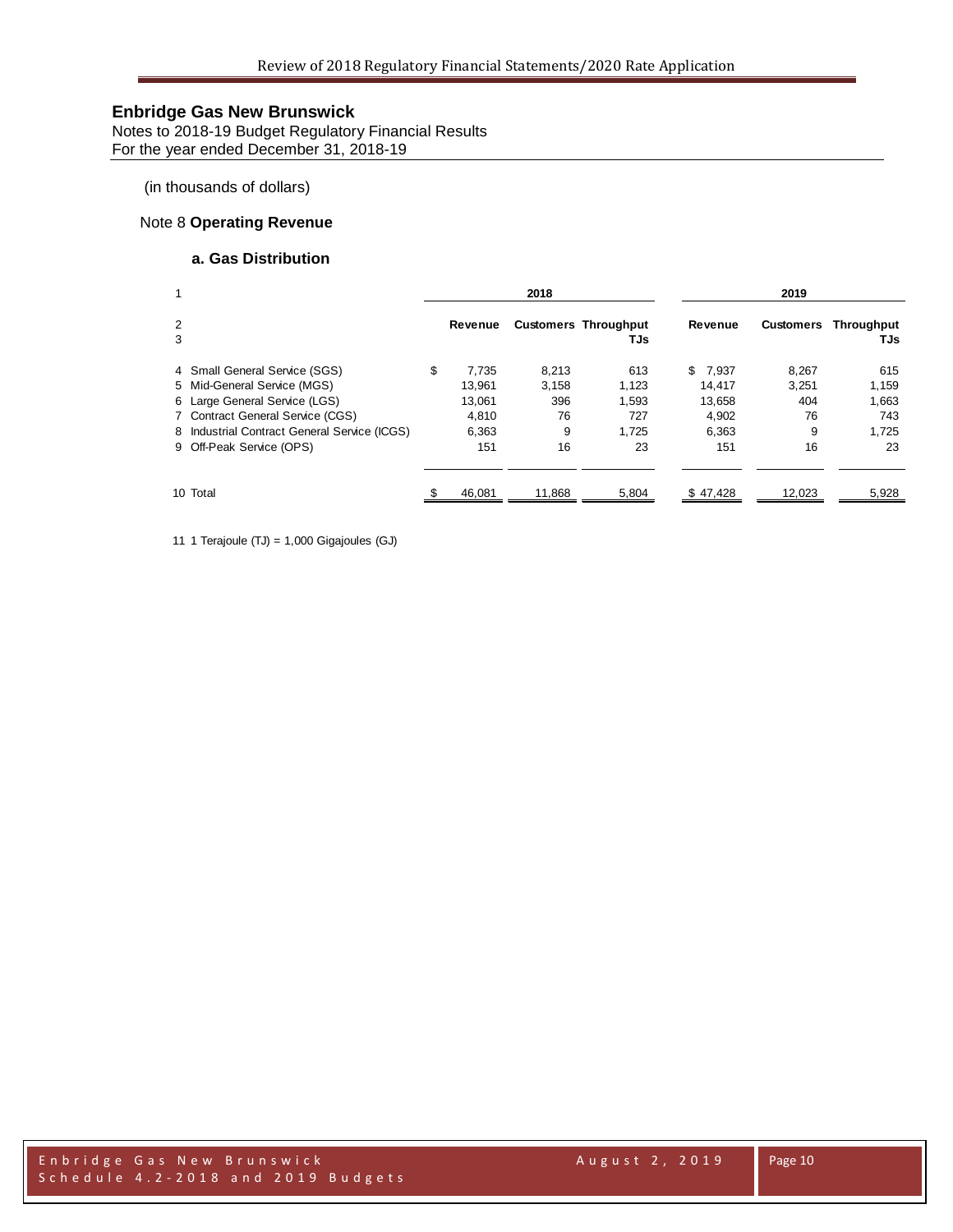# Enbridge Gas New Brunswick

Notes to 2018-19 Budget Regulatory Financial Results
For the year ended December 31, 2018-19

(in thousands of dollars)

## Note 8 **Operating Revenue**

### a. Gas Distribution

| 1 | | 2018 | | | 2019 | | |
|---|---|---|---|---|---|---|---|
| 2<br>3 | | Revenue | Customers | Throughput TJs | Revenue | Customers | Throughput TJs |
| 4 | Small General Service (SGS) | $ 7,735 | 8,213 | 613 | $ 7,937 | 8,267 | 615 |
| 5 | Mid-General Service (MGS) | 13,961 | 3,158 | 1,123 | 14,417 | 3,251 | 1,159 |
| 6 | Large General Service (LGS) | 13,061 | 396 | 1,593 | 13,658 | 404 | 1,663 |
| 7 | Contract General Service (CGS) | 4,810 | 76 | 727 | 4,902 | 76 | 743 |
| 8 | Industrial Contract General Service (ICGS) | 6,363 | 9 | 1,725 | 6,363 | 9 | 1,725 |
| 9 | Off-Peak Service (OPS) | 151 | 16 | 23 | 151 | 16 | 23 |
| 10 | Total | $ 46,081 | 11,868 | 5,804 | $ 47,428 | 12,023 | 5,928 |

11 1 Terajoule (TJ) = 1,000 Gigajoules (GJ)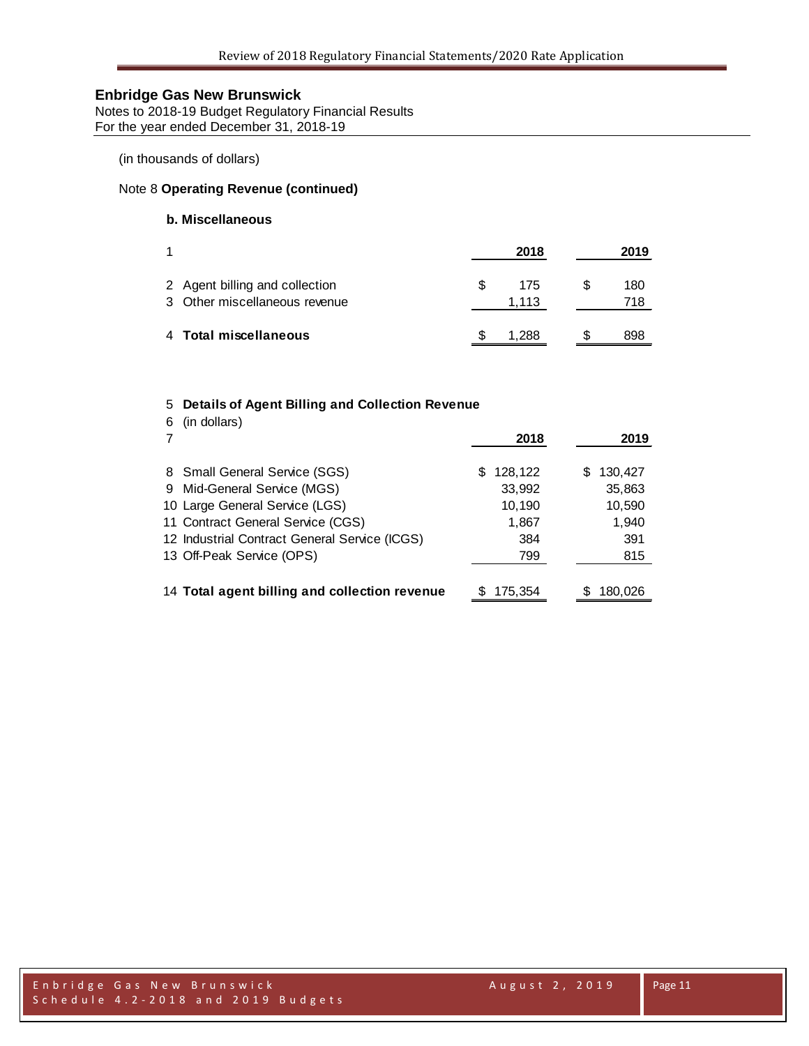## Enbridge Gas New Brunswick

Notes to 2018-19 Budget Regulatory Financial Results
For the year ended December 31, 2018-19

(in thousands of dollars)

Note 8 **Operating Revenue (continued)**

### b. Miscellaneous

| | | 2018 | 2019 |
|---|---|---|---|
| 1 | | | |
| 2 | Agent billing and collection | $ 175 | $ 180 |
| 3 | Other miscellaneous revenue | 1,113 | 718 |
| 4 | **Total miscellaneous** | $ 1,288 | $ 898 |

| | | 2018 | 2019 |
|---|---|---|---|
| 5 | **Details of Agent Billing and Collection Revenue** | | |
| 6 | (in dollars) | | |
| 7 | | | |
| 8 | Small General Service (SGS) | $ 128,122 | $ 130,427 |
| 9 | Mid-General Service (MGS) | 33,992 | 35,863 |
| 10 | Large General Service (LGS) | 10,190 | 10,590 |
| 11 | Contract General Service (CGS) | 1,867 | 1,940 |
| 12 | Industrial Contract General Service (ICGS) | 384 | 391 |
| 13 | Off-Peak Service (OPS) | 799 | 815 |
| 14 | **Total agent billing and collection revenue** | $ 175,354 | $ 180,026 |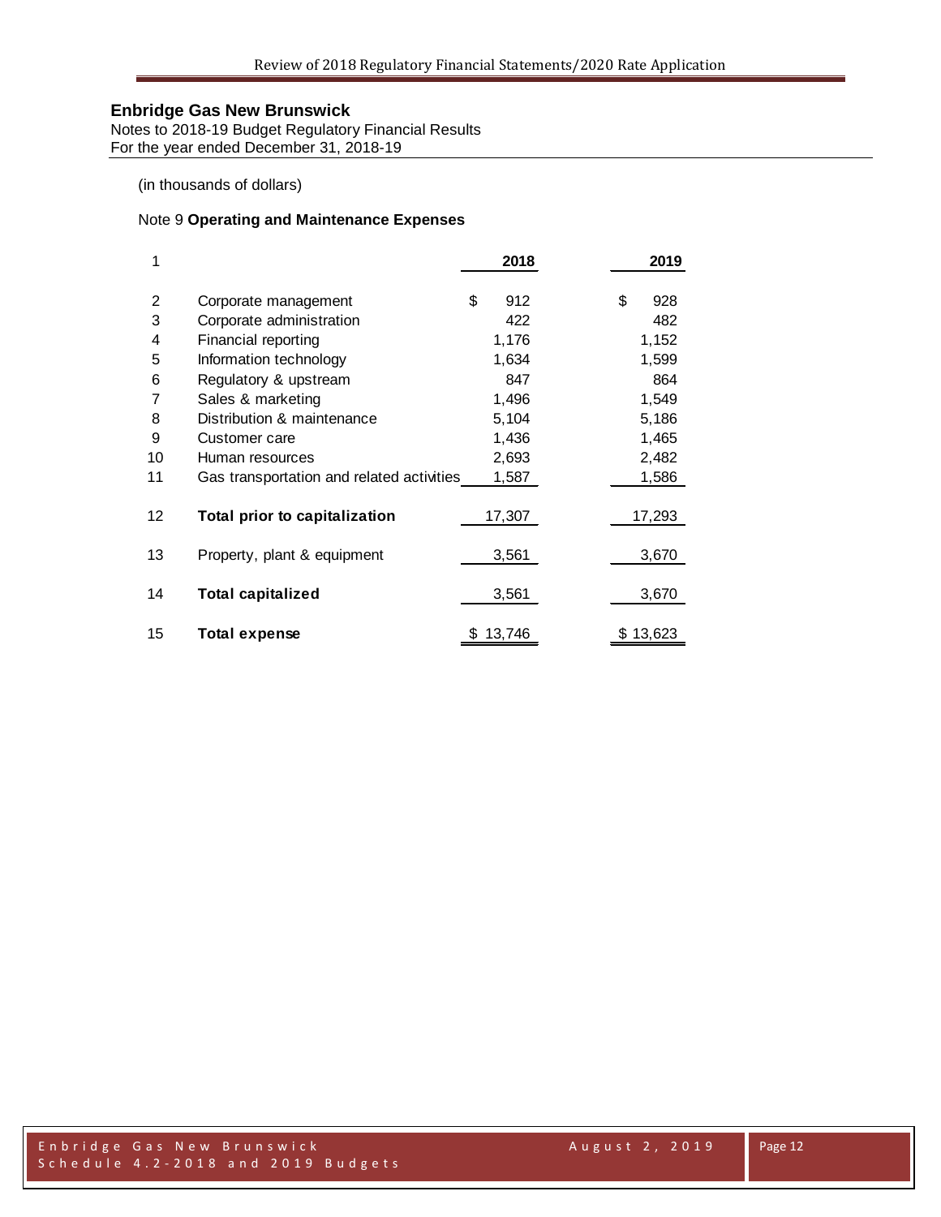## Enbridge Gas New Brunswick

Notes to 2018-19 Budget Regulatory Financial Results
For the year ended December 31, 2018-19

(in thousands of dollars)

### Note 9 **Operating and Maintenance Expenses**

| 1 | | 2018 | 2019 |
|---|---|---|---|
| 2 | Corporate management | $ 912 | $ 928 |
| 3 | Corporate administration | 422 | 482 |
| 4 | Financial reporting | 1,176 | 1,152 |
| 5 | Information technology | 1,634 | 1,599 |
| 6 | Regulatory & upstream | 847 | 864 |
| 7 | Sales & marketing | 1,496 | 1,549 |
| 8 | Distribution & maintenance | 5,104 | 5,186 |
| 9 | Customer care | 1,436 | 1,465 |
| 10 | Human resources | 2,693 | 2,482 |
| 11 | Gas transportation and related activities | 1,587 | 1,586 |
| 12 | **Total prior to capitalization** | 17,307 | 17,293 |
| 13 | Property, plant & equipment | 3,561 | 3,670 |
| 14 | **Total capitalized** | 3,561 | 3,670 |
| 15 | **Total expense** | $ 13,746 | $ 13,623 |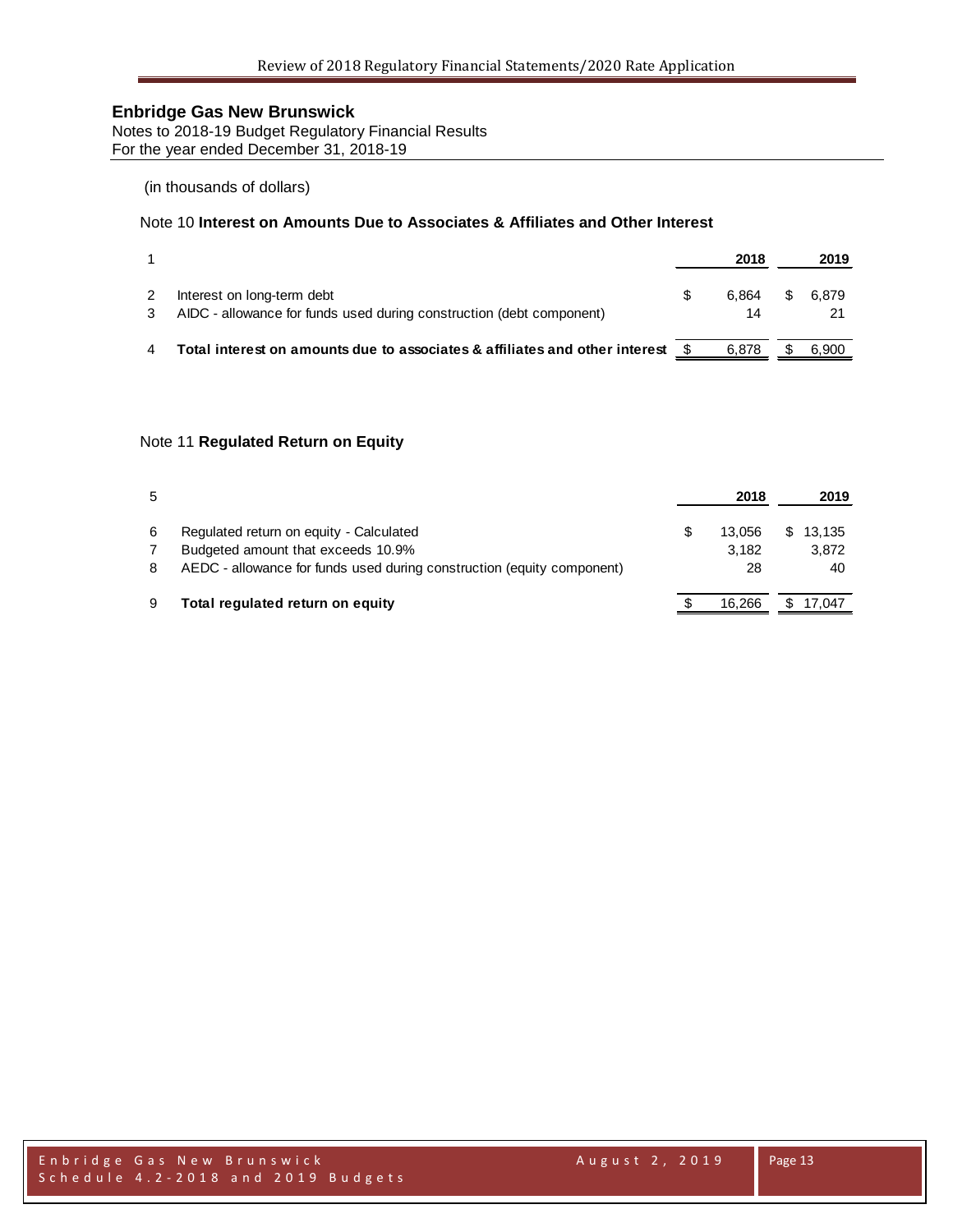## Enbridge Gas New Brunswick

Notes to 2018-19 Budget Regulatory Financial Results
For the year ended December 31, 2018-19

(in thousands of dollars)

### Note 10 **Interest on Amounts Due to Associates & Affiliates and Other Interest**

| 1 | | 2018 | 2019 |
|---|---|---|---|
| 2 | Interest on long-term debt | $ 6,864 | $ 6,879 |
| 3 | AIDC - allowance for funds used during construction (debt component) | 14 | 21 |
| 4 | **Total interest on amounts due to associates & affiliates and other interest** | $ 6,878 | $ 6,900 |

### Note 11 **Regulated Return on Equity**

| 5 | | 2018 | 2019 |
|---|---|---|---|
| 6 | Regulated return on equity - Calculated | $ 13,056 | $ 13,135 |
| 7 | Budgeted amount that exceeds 10.9% | 3,182 | 3,872 |
| 8 | AEDC - allowance for funds used during construction (equity component) | 28 | 40 |
| 9 | **Total regulated return on equity** | $ 16,266 | $ 17,047 |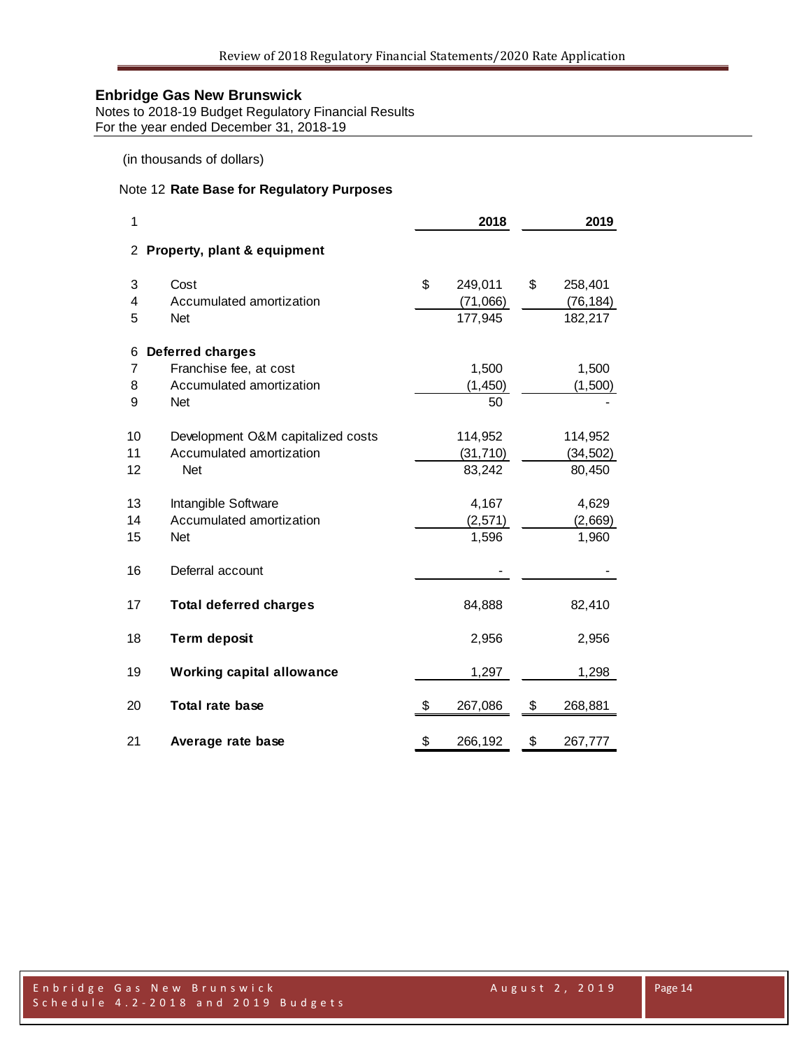**Enbridge Gas New Brunswick**
Notes to 2018-19 Budget Regulatory Financial Results
For the year ended December 31, 2018-19

(in thousands of dollars)

Note 12 **Rate Base for Regulatory Purposes**

| 1 | | 2018 | 2019 |
|---|---|---|---|
| 2 | **Property, plant & equipment** | | |
| 3 | Cost | $ 249,011 | $ 258,401 |
| 4 | Accumulated amortization | (71,066) | (76,184) |
| 5 | Net | 177,945 | 182,217 |
| 6 | **Deferred charges** | | |
| 7 | Franchise fee, at cost | 1,500 | 1,500 |
| 8 | Accumulated amortization | (1,450) | (1,500) |
| 9 | Net | 50 | - |
| 10 | Development O&M capitalized costs | 114,952 | 114,952 |
| 11 | Accumulated amortization | (31,710) | (34,502) |
| 12 | Net | 83,242 | 80,450 |
| 13 | Intangible Software | 4,167 | 4,629 |
| 14 | Accumulated amortization | (2,571) | (2,669) |
| 15 | Net | 1,596 | 1,960 |
| 16 | Deferral account | - | - |
| 17 | **Total deferred charges** | 84,888 | 82,410 |
| 18 | **Term deposit** | 2,956 | 2,956 |
| 19 | **Working capital allowance** | 1,297 | 1,298 |
| 20 | **Total rate base** | $ 267,086 | $ 268,881 |
| 21 | **Average rate base** | $ 266,192 | $ 267,777 |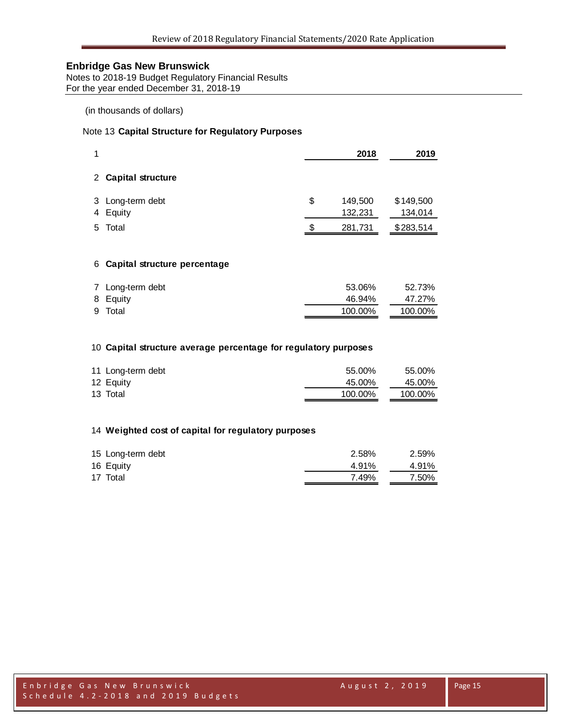## Enbridge Gas New Brunswick

Notes to 2018-19 Budget Regulatory Financial Results
For the year ended December 31, 2018-19

(in thousands of dollars)

Note 13 **Capital Structure for Regulatory Purposes**

| 1 | | 2018 | 2019 |
|---|---|---|---|
| 2 | **Capital structure** | | |
| 3 | Long-term debt | $ 149,500 | $149,500 |
| 4 | Equity | 132,231 | 134,014 |
| 5 | Total | $ 281,731 | $283,514 |
| 6 | **Capital structure percentage** | | |
| 7 | Long-term debt | 53.06% | 52.73% |
| 8 | Equity | 46.94% | 47.27% |
| 9 | Total | 100.00% | 100.00% |
| 10 | **Capital structure average percentage for regulatory purposes** | | |
| 11 | Long-term debt | 55.00% | 55.00% |
| 12 | Equity | 45.00% | 45.00% |
| 13 | Total | 100.00% | 100.00% |
| 14 | **Weighted cost of capital for regulatory purposes** | | |
| 15 | Long-term debt | 2.58% | 2.59% |
| 16 | Equity | 4.91% | 4.91% |
| 17 | Total | 7.49% | 7.50% |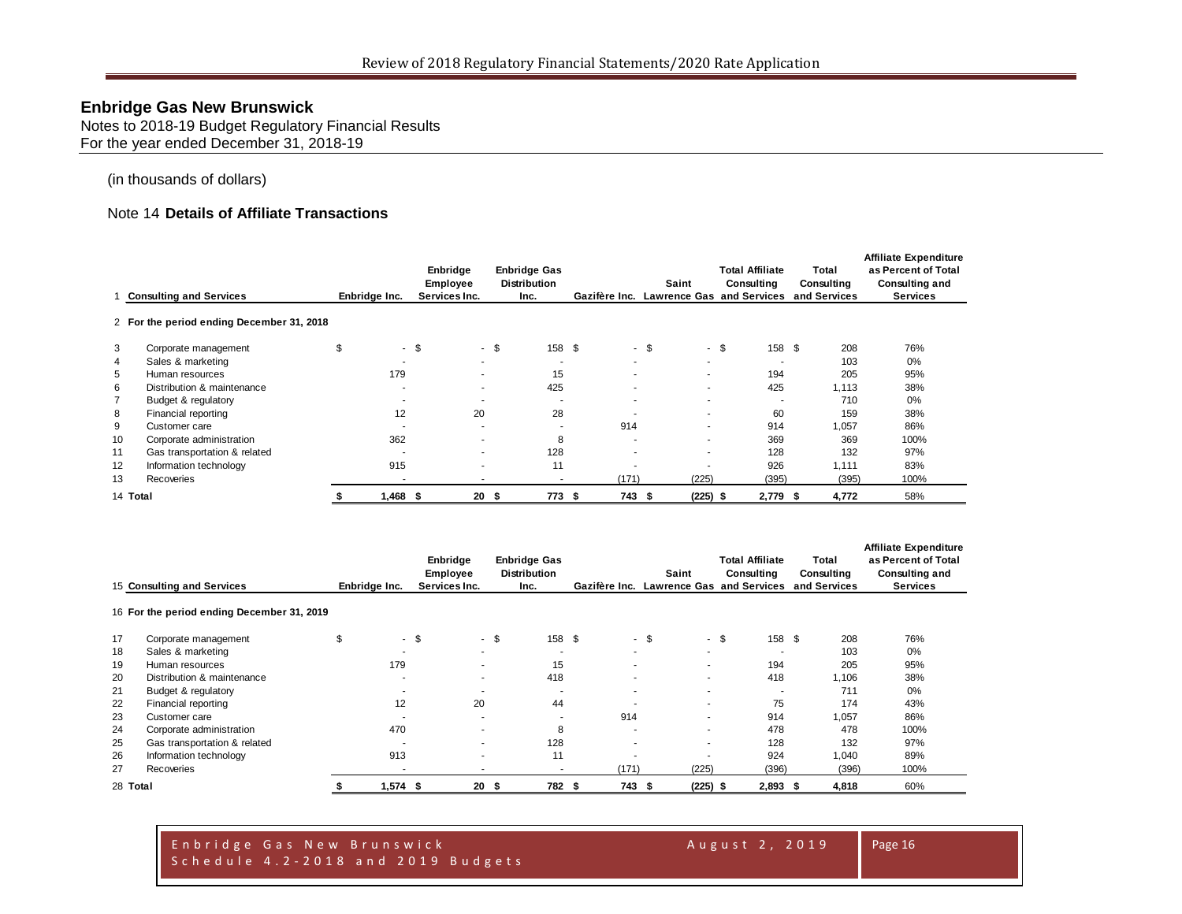# Enbridge Gas New Brunswick

Notes to 2018-19 Budget Regulatory Financial Results
For the year ended December 31, 2018-19

(in thousands of dollars)

## Note 14 **Details of Affiliate Transactions**

| | | Enbridge Inc. | Enbridge Employee Services Inc. | Enbridge Gas Distribution Inc. | Gazifère Inc. | Saint Lawrence Gas | Total Affiliate Consulting and Services | Total Consulting and Services | Affiliate Expenditure as Percent of Total Consulting and Services |
|---|---|---|---|---|---|---|---|---|---|
| 1 | **Consulting and Services** | | | | | | | | |
| 2 | **For the period ending December 31, 2018** | | | | | | | | |
| 3 | Corporate management | $ - | $ - | $ 158 | $ - | $ - | $ 158 | $ 208 | 76% |
| 4 | Sales & marketing | - | - | - | - | - | - | 103 | 0% |
| 5 | Human resources | 179 | - | 15 | - | - | 194 | 205 | 95% |
| 6 | Distribution & maintenance | - | - | 425 | - | - | 425 | 1,113 | 38% |
| 7 | Budget & regulatory | - | - | - | - | - | - | 710 | 0% |
| 8 | Financial reporting | 12 | 20 | 28 | - | - | 60 | 159 | 38% |
| 9 | Customer care | - | - | - | 914 | - | 914 | 1,057 | 86% |
| 10 | Corporate administration | 362 | - | 8 | - | - | 369 | 369 | 100% |
| 11 | Gas transportation & related | - | - | 128 | - | - | 128 | 132 | 97% |
| 12 | Information technology | 915 | - | 11 | - | - | 926 | 1,111 | 83% |
| 13 | Recoveries | - | - | - | (171) | (225) | (395) | (395) | 100% |
| 14 | **Total** | $ 1,468 | $ 20 | $ 773 | $ 743 | $ (225) | $ 2,779 | $ 4,772 | 58% |

| | | Enbridge Inc. | Enbridge Employee Services Inc. | Enbridge Gas Distribution Inc. | Gazifère Inc. | Saint Lawrence Gas | Total Affiliate Consulting and Services | Total Consulting and Services | Affiliate Expenditure as Percent of Total Consulting and Services |
|---|---|---|---|---|---|---|---|---|---|
| 15 | **Consulting and Services** | | | | | | | | |
| 16 | **For the period ending December 31, 2019** | | | | | | | | |
| 17 | Corporate management | $ - | $ - | $ 158 | $ - | $ - | $ 158 | $ 208 | 76% |
| 18 | Sales & marketing | - | - | - | - | - | - | 103 | 0% |
| 19 | Human resources | 179 | - | 15 | - | - | 194 | 205 | 95% |
| 20 | Distribution & maintenance | - | - | 418 | - | - | 418 | 1,106 | 38% |
| 21 | Budget & regulatory | - | - | - | - | - | - | 711 | 0% |
| 22 | Financial reporting | 12 | 20 | 44 | - | - | 75 | 174 | 43% |
| 23 | Customer care | - | - | - | 914 | - | 914 | 1,057 | 86% |
| 24 | Corporate administration | 470 | - | 8 | - | - | 478 | 478 | 100% |
| 25 | Gas transportation & related | - | - | 128 | - | - | 128 | 132 | 97% |
| 26 | Information technology | 913 | - | 11 | - | - | 924 | 1,040 | 89% |
| 27 | Recoveries | - | - | - | (171) | (225) | (396) | (396) | 100% |
| 28 | **Total** | $ 1,574 | $ 20 | $ 782 | $ 743 | $ (225) | $ 2,893 | $ 4,818 | 60% |

Enbridge Gas New Brunswick
Schedule 4.2-2018 and 2019 Budgets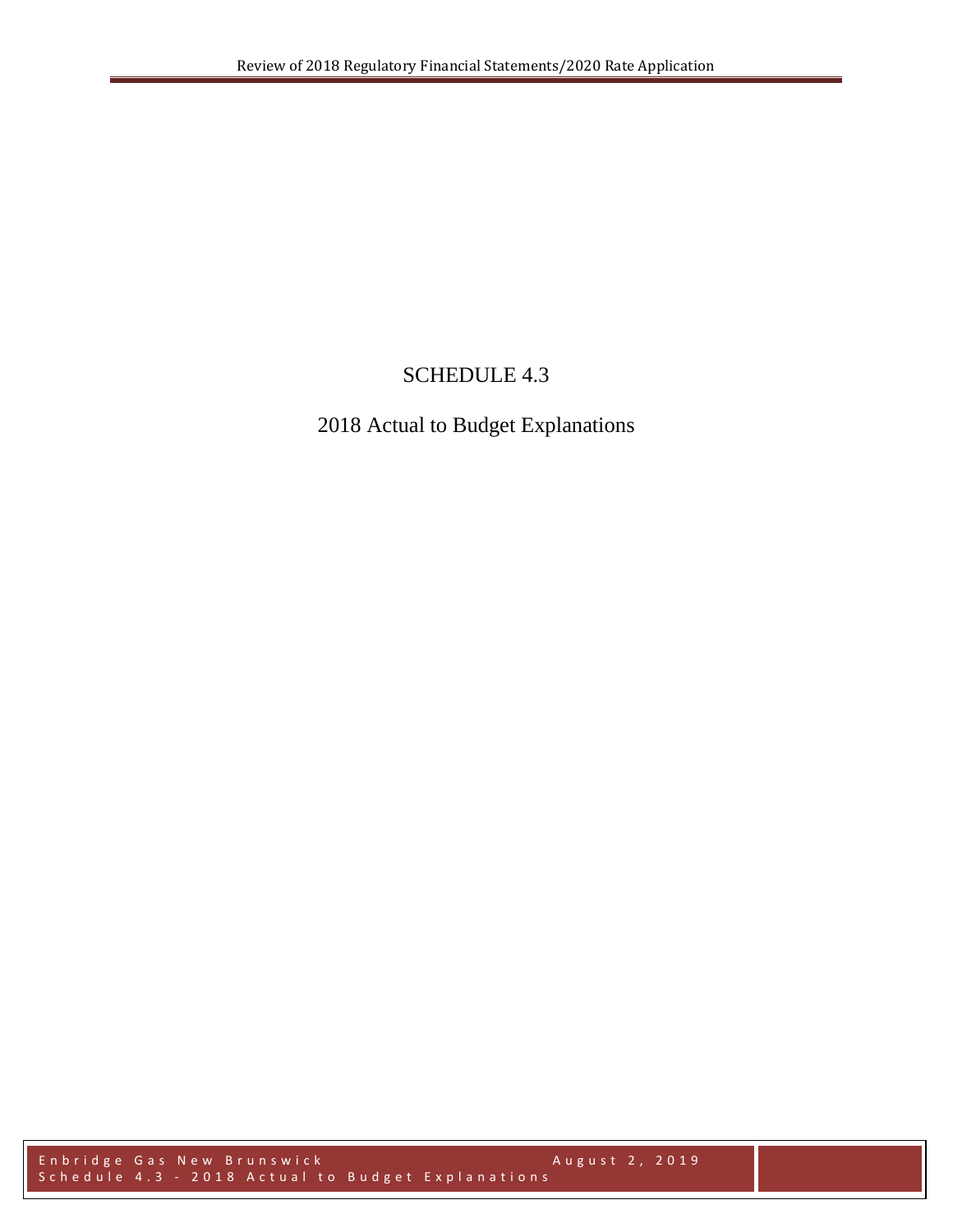# SCHEDULE 4.3

## 2018 Actual to Budget Explanations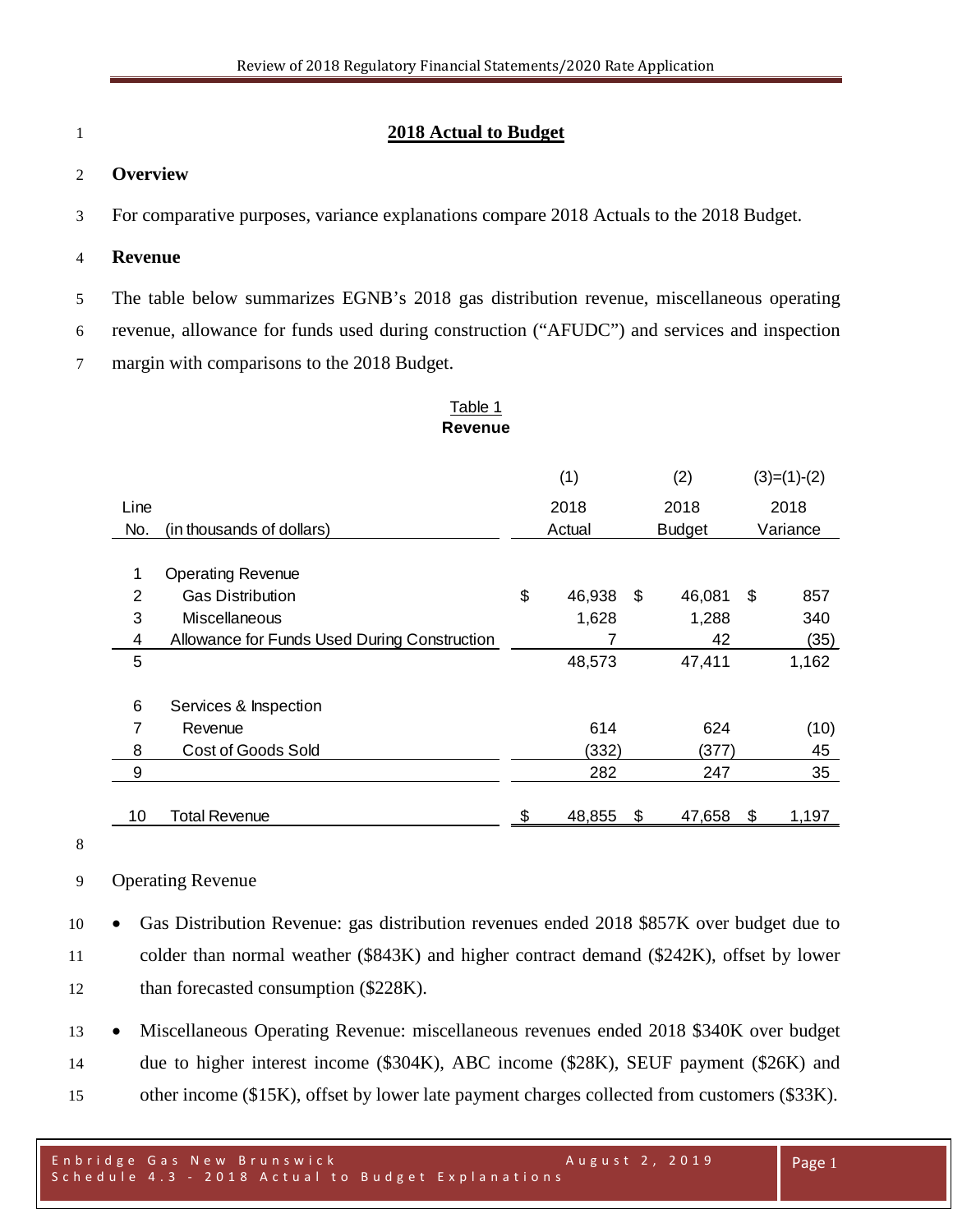# 2018 Actual to Budget

## Overview

For comparative purposes, variance explanations compare 2018 Actuals to the 2018 Budget.

## Revenue

The table below summarizes EGNB's 2018 gas distribution revenue, miscellaneous operating revenue, allowance for funds used during construction ("AFUDC") and services and inspection margin with comparisons to the 2018 Budget.

Table 1
**Revenue**

| Line No. | (in thousands of dollars) | (1) 2018 Actual | (2) 2018 Budget | (3)=(1)-(2) 2018 Variance |
|---|---|---|---|---|
| 1 | Operating Revenue | | | |
| 2 | Gas Distribution | $ 46,938 | $ 46,081 | $ 857 |
| 3 | Miscellaneous | 1,628 | 1,288 | 340 |
| 4 | Allowance for Funds Used During Construction | 7 | 42 | (35) |
| 5 | | 48,573 | 47,411 | 1,162 |
| 6 | Services & Inspection | | | |
| 7 | Revenue | 614 | 624 | (10) |
| 8 | Cost of Goods Sold | (332) | (377) | 45 |
| 9 | | 282 | 247 | 35 |
| 10 | Total Revenue | $ 48,855 | $ 47,658 | $ 1,197 |

Operating Revenue

- Gas Distribution Revenue: gas distribution revenues ended 2018 $857K over budget due to colder than normal weather ($843K) and higher contract demand ($242K), offset by lower than forecasted consumption ($228K).
- Miscellaneous Operating Revenue: miscellaneous revenues ended 2018 $340K over budget due to higher interest income ($304K), ABC income ($28K), SEUF payment ($26K) and other income ($15K), offset by lower late payment charges collected from customers ($33K).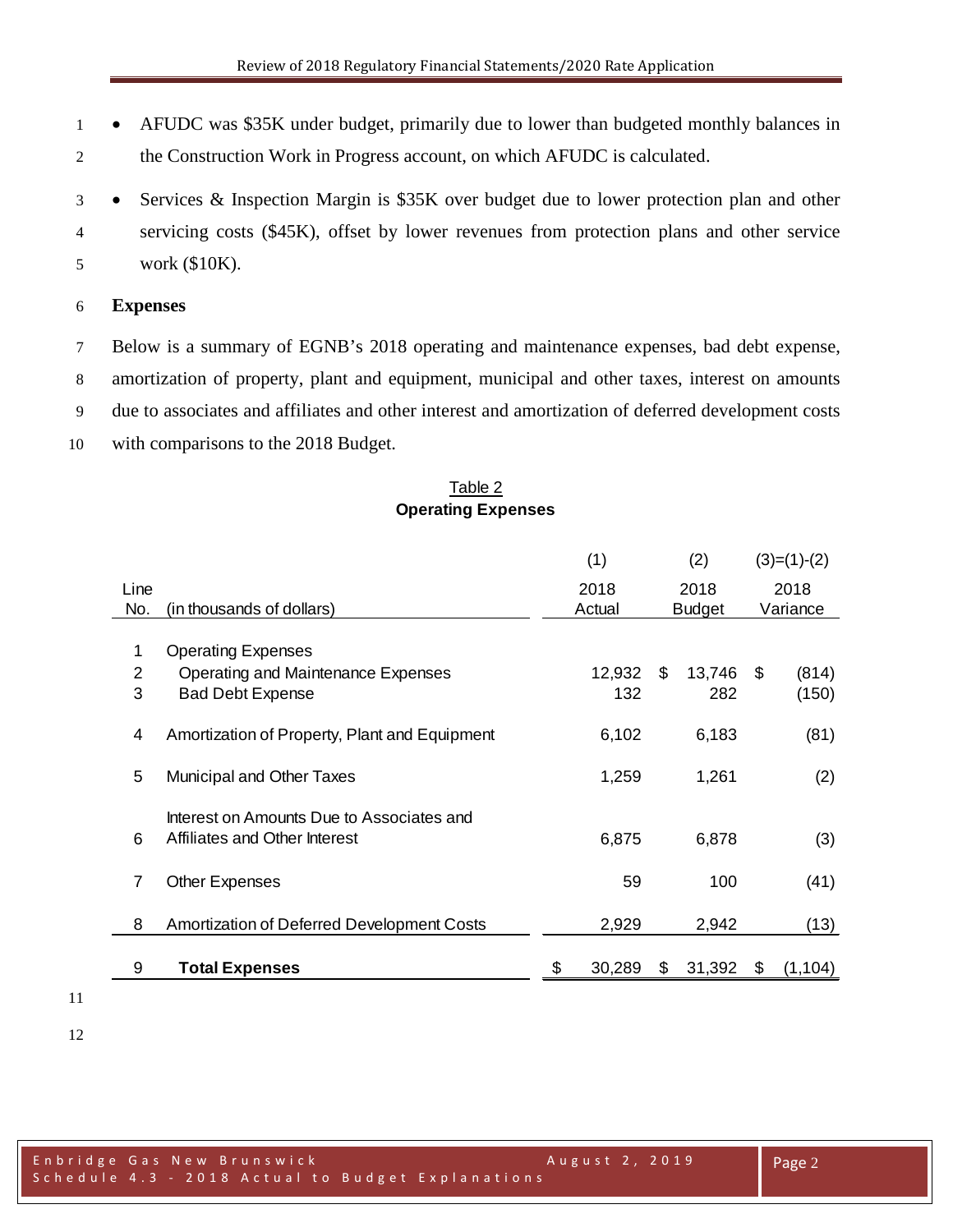- AFUDC was $35K under budget, primarily due to lower than budgeted monthly balances in the Construction Work in Progress account, on which AFUDC is calculated.
- Services & Inspection Margin is $35K over budget due to lower protection plan and other servicing costs ($45K), offset by lower revenues from protection plans and other service work ($10K).

### Expenses

Below is a summary of EGNB's 2018 operating and maintenance expenses, bad debt expense, amortization of property, plant and equipment, municipal and other taxes, interest on amounts due to associates and affiliates and other interest and amortization of deferred development costs with comparisons to the 2018 Budget.

Table 2
**Operating Expenses**

| Line No. | (in thousands of dollars) | (1) 2018 Actual | (2) 2018 Budget | (3)=(1)-(2) 2018 Variance |
|---|---|---|---|---|
| 1 | Operating Expenses | | | |
| 2 | Operating and Maintenance Expenses | 12,932 | $ 13,746 | $ (814) |
| 3 | Bad Debt Expense | 132 | 282 | (150) |
| 4 | Amortization of Property, Plant and Equipment | 6,102 | 6,183 | (81) |
| 5 | Municipal and Other Taxes | 1,259 | 1,261 | (2) |
| 6 | Interest on Amounts Due to Associates and Affiliates and Other Interest | 6,875 | 6,878 | (3) |
| 7 | Other Expenses | 59 | 100 | (41) |
| 8 | Amortization of Deferred Development Costs | 2,929 | 2,942 | (13) |
| 9 | **Total Expenses** | $ 30,289 | $ 31,392 | $ (1,104) |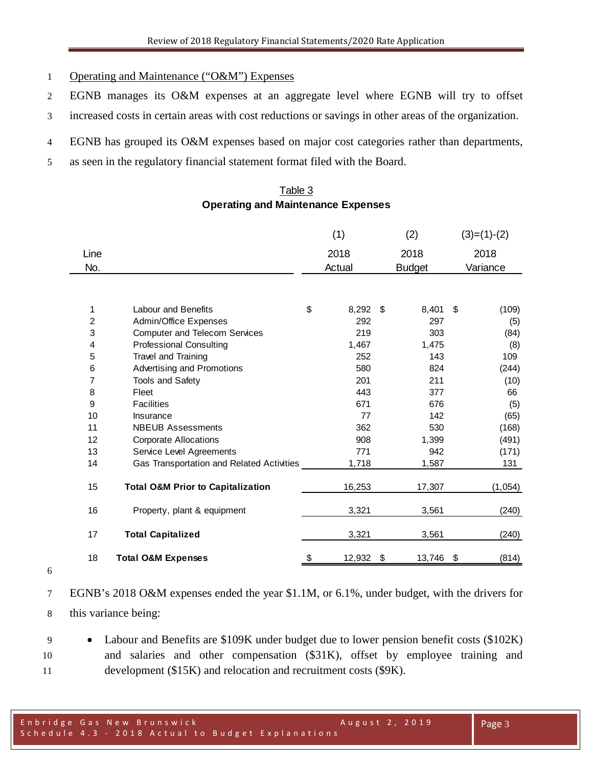Operating and Maintenance ("O&M") Expenses

EGNB manages its O&M expenses at an aggregate level where EGNB will try to offset increased costs in certain areas with cost reductions or savings in other areas of the organization.

EGNB has grouped its O&M expenses based on major cost categories rather than departments, as seen in the regulatory financial statement format filed with the Board.

Table 3
**Operating and Maintenance Expenses**

| Line No. | | (1) 2018 Actual | (2) 2018 Budget | (3)=(1)-(2) 2018 Variance |
|---|---|---|---|---|
| 1 | Labour and Benefits | $ 8,292 | $ 8,401 | $ (109) |
| 2 | Admin/Office Expenses | 292 | 297 | (5) |
| 3 | Computer and Telecom Services | 219 | 303 | (84) |
| 4 | Professional Consulting | 1,467 | 1,475 | (8) |
| 5 | Travel and Training | 252 | 143 | 109 |
| 6 | Advertising and Promotions | 580 | 824 | (244) |
| 7 | Tools and Safety | 201 | 211 | (10) |
| 8 | Fleet | 443 | 377 | 66 |
| 9 | Facilities | 671 | 676 | (5) |
| 10 | Insurance | 77 | 142 | (65) |
| 11 | NBEUB Assessments | 362 | 530 | (168) |
| 12 | Corporate Allocations | 908 | 1,399 | (491) |
| 13 | Service Level Agreements | 771 | 942 | (171) |
| 14 | Gas Transportation and Related Activities | 1,718 | 1,587 | 131 |
| 15 | **Total O&M Prior to Capitalization** | 16,253 | 17,307 | (1,054) |
| 16 | Property, plant & equipment | 3,321 | 3,561 | (240) |
| 17 | **Total Capitalized** | 3,321 | 3,561 | (240) |
| 18 | **Total O&M Expenses** | $ 12,932 | $ 13,746 | $ (814) |

EGNB's 2018 O&M expenses ended the year $1.1M, or 6.1%, under budget, with the drivers for this variance being:

- Labour and Benefits are $109K under budget due to lower pension benefit costs ($102K) and salaries and other compensation ($31K), offset by employee training and development ($15K) and relocation and recruitment costs ($9K).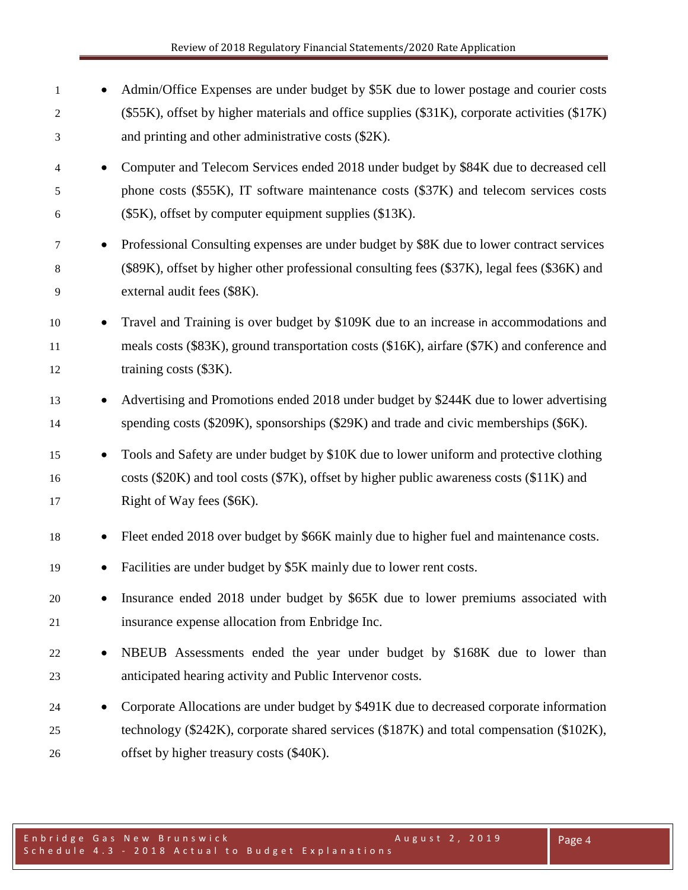- Admin/Office Expenses are under budget by $5K due to lower postage and courier costs ($55K), offset by higher materials and office supplies ($31K), corporate activities ($17K) and printing and other administrative costs ($2K).
- Computer and Telecom Services ended 2018 under budget by $84K due to decreased cell phone costs ($55K), IT software maintenance costs ($37K) and telecom services costs ($5K), offset by computer equipment supplies ($13K).
- Professional Consulting expenses are under budget by $8K due to lower contract services ($89K), offset by higher other professional consulting fees ($37K), legal fees ($36K) and external audit fees ($8K).
- Travel and Training is over budget by $109K due to an increase in accommodations and meals costs ($83K), ground transportation costs ($16K), airfare ($7K) and conference and training costs ($3K).
- Advertising and Promotions ended 2018 under budget by $244K due to lower advertising spending costs ($209K), sponsorships ($29K) and trade and civic memberships ($6K).
- Tools and Safety are under budget by $10K due to lower uniform and protective clothing costs ($20K) and tool costs ($7K), offset by higher public awareness costs ($11K) and Right of Way fees ($6K).
- Fleet ended 2018 over budget by $66K mainly due to higher fuel and maintenance costs.
- Facilities are under budget by $5K mainly due to lower rent costs.
- Insurance ended 2018 under budget by $65K due to lower premiums associated with insurance expense allocation from Enbridge Inc.
- NBEUB Assessments ended the year under budget by $168K due to lower than anticipated hearing activity and Public Intervenor costs.
- Corporate Allocations are under budget by $491K due to decreased corporate information technology ($242K), corporate shared services ($187K) and total compensation ($102K), offset by higher treasury costs ($40K).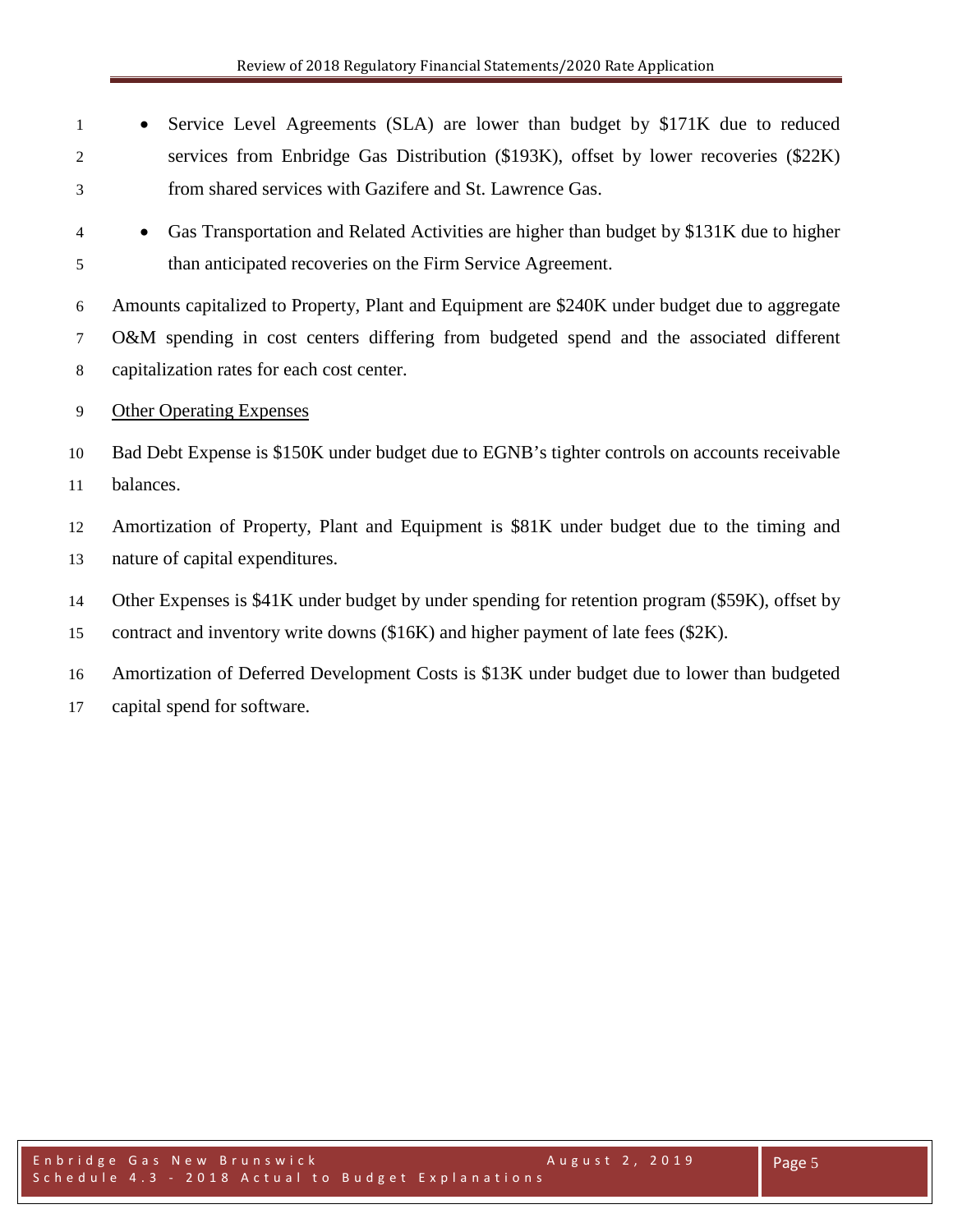- Service Level Agreements (SLA) are lower than budget by $171K due to reduced services from Enbridge Gas Distribution ($193K), offset by lower recoveries ($22K) from shared services with Gazifere and St. Lawrence Gas.
- Gas Transportation and Related Activities are higher than budget by $131K due to higher than anticipated recoveries on the Firm Service Agreement.

Amounts capitalized to Property, Plant and Equipment are $240K under budget due to aggregate O&M spending in cost centers differing from budgeted spend and the associated different capitalization rates for each cost center.

Other Operating Expenses

Bad Debt Expense is $150K under budget due to EGNB's tighter controls on accounts receivable balances.

Amortization of Property, Plant and Equipment is $81K under budget due to the timing and nature of capital expenditures.

Other Expenses is $41K under budget by under spending for retention program ($59K), offset by contract and inventory write downs ($16K) and higher payment of late fees ($2K).

Amortization of Deferred Development Costs is $13K under budget due to lower than budgeted capital spend for software.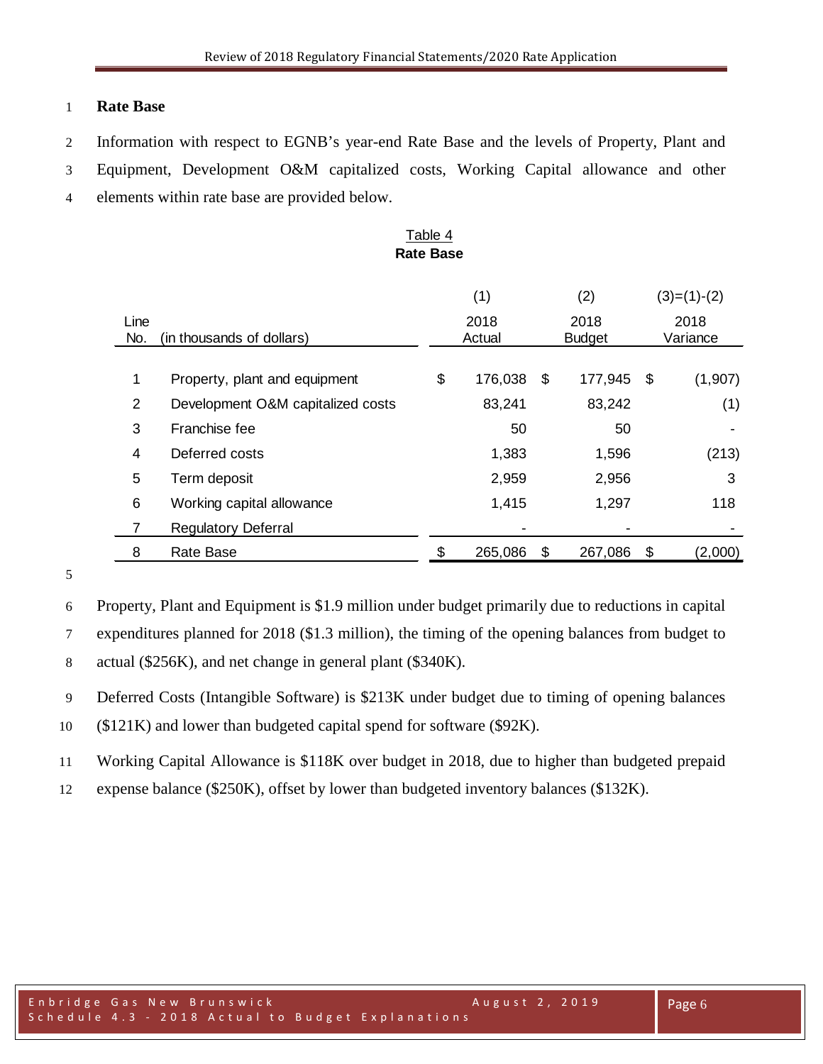## Rate Base

Information with respect to EGNB's year-end Rate Base and the levels of Property, Plant and Equipment, Development O&M capitalized costs, Working Capital allowance and other elements within rate base are provided below.

Table 4
**Rate Base**

| Line No. | (in thousands of dollars) | (1) 2018 Actual | (2) 2018 Budget | (3)=(1)-(2) 2018 Variance |
|---|---|---|---|---|
| 1 | Property, plant and equipment | $ 176,038 | $ 177,945 | $ (1,907) |
| 2 | Development O&M capitalized costs | 83,241 | 83,242 | (1) |
| 3 | Franchise fee | 50 | 50 | - |
| 4 | Deferred costs | 1,383 | 1,596 | (213) |
| 5 | Term deposit | 2,959 | 2,956 | 3 |
| 6 | Working capital allowance | 1,415 | 1,297 | 118 |
| 7 | Regulatory Deferral | - | - | - |
| 8 | Rate Base | $ 265,086 | $ 267,086 | $ (2,000) |

Property, Plant and Equipment is $1.9 million under budget primarily due to reductions in capital expenditures planned for 2018 ($1.3 million), the timing of the opening balances from budget to actual ($256K), and net change in general plant ($340K).

Deferred Costs (Intangible Software) is $213K under budget due to timing of opening balances ($121K) and lower than budgeted capital spend for software ($92K).

Working Capital Allowance is $118K over budget in 2018, due to higher than budgeted prepaid expense balance ($250K), offset by lower than budgeted inventory balances ($132K).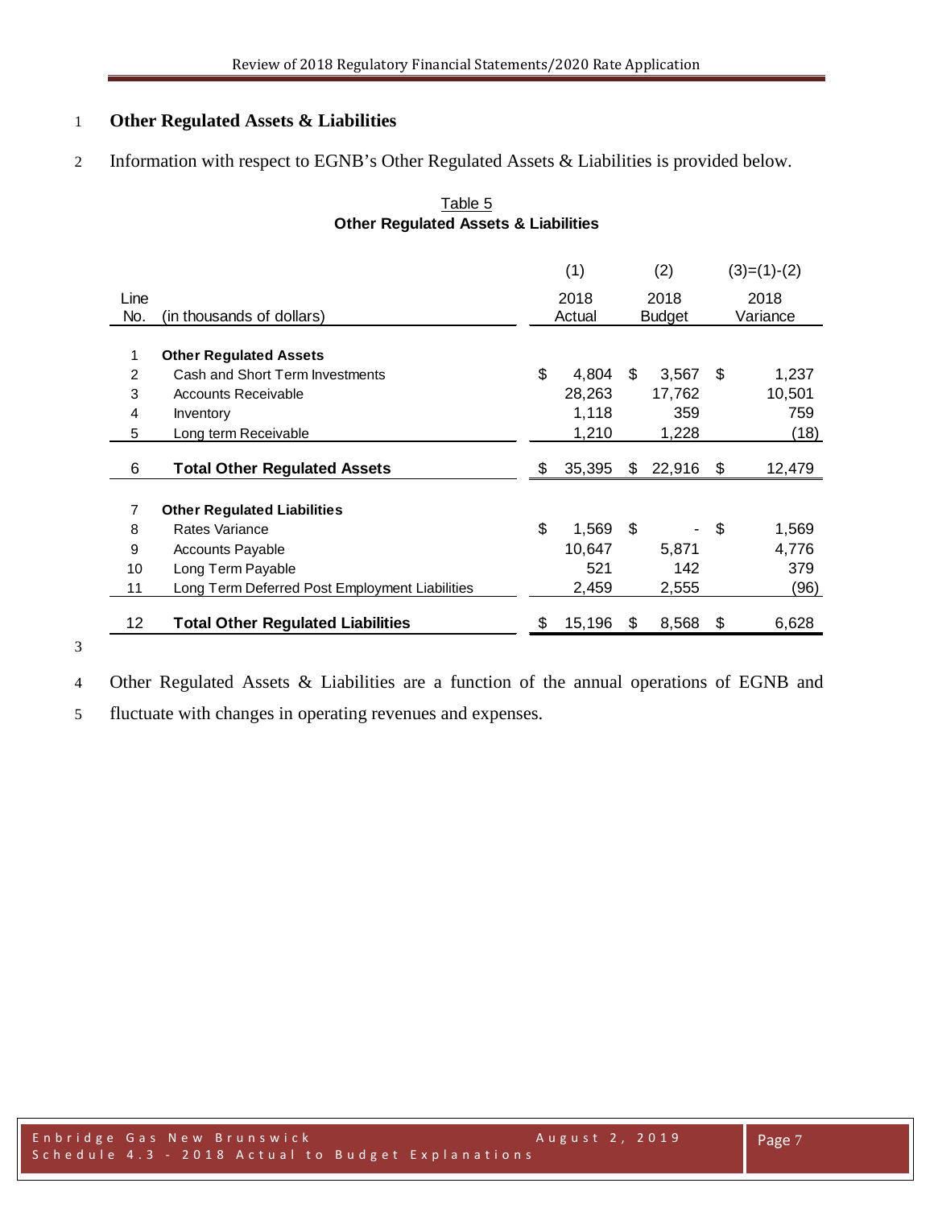## Other Regulated Assets & Liabilities

Information with respect to EGNB's Other Regulated Assets & Liabilities is provided below.

Table 5
**Other Regulated Assets & Liabilities**

| Line No. | (in thousands of dollars) | (1) 2018 Actual | (2) 2018 Budget | (3)=(1)-(2) 2018 Variance |
|---|---|---|---|---|
| 1 | **Other Regulated Assets** | | | |
| 2 | Cash and Short Term Investments | $ 4,804 | $ 3,567 | $ 1,237 |
| 3 | Accounts Receivable | 28,263 | 17,762 | 10,501 |
| 4 | Inventory | 1,118 | 359 | 759 |
| 5 | Long term Receivable | 1,210 | 1,228 | (18) |
| 6 | **Total Other Regulated Assets** | $ 35,395 | $ 22,916 | $ 12,479 |
| 7 | **Other Regulated Liabilities** | | | |
| 8 | Rates Variance | $ 1,569 | $ - | $ 1,569 |
| 9 | Accounts Payable | 10,647 | 5,871 | 4,776 |
| 10 | Long Term Payable | 521 | 142 | 379 |
| 11 | Long Term Deferred Post Employment Liabilities | 2,459 | 2,555 | (96) |
| 12 | **Total Other Regulated Liabilities** | $ 15,196 | $ 8,568 | $ 6,628 |

Other Regulated Assets & Liabilities are a function of the annual operations of EGNB and fluctuate with changes in operating revenues and expenses.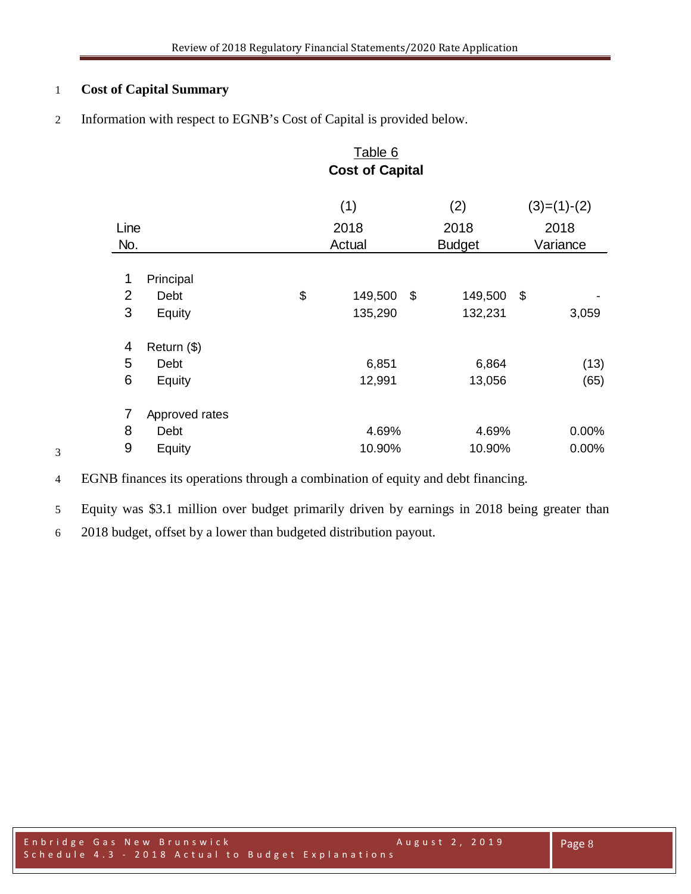## Cost of Capital Summary

Information with respect to EGNB's Cost of Capital is provided below.

**Table 6**
**Cost of Capital**

| Line No. | | (1) 2018 Actual | (2) 2018 Budget | (3)=(1)-(2) 2018 Variance |
|---|---|---|---|---|
| 1 | Principal | | | |
| 2 | Debt | $ 149,500 | $ 149,500 | $ - |
| 3 | Equity | 135,290 | 132,231 | 3,059 |
| 4 | Return ($) | | | |
| 5 | Debt | 6,851 | 6,864 | (13) |
| 6 | Equity | 12,991 | 13,056 | (65) |
| 7 | Approved rates | | | |
| 8 | Debt | 4.69% | 4.69% | 0.00% |
| 9 | Equity | 10.90% | 10.90% | 0.00% |

EGNB finances its operations through a combination of equity and debt financing.

Equity was $3.1 million over budget primarily driven by earnings in 2018 being greater than 2018 budget, offset by a lower than budgeted distribution payout.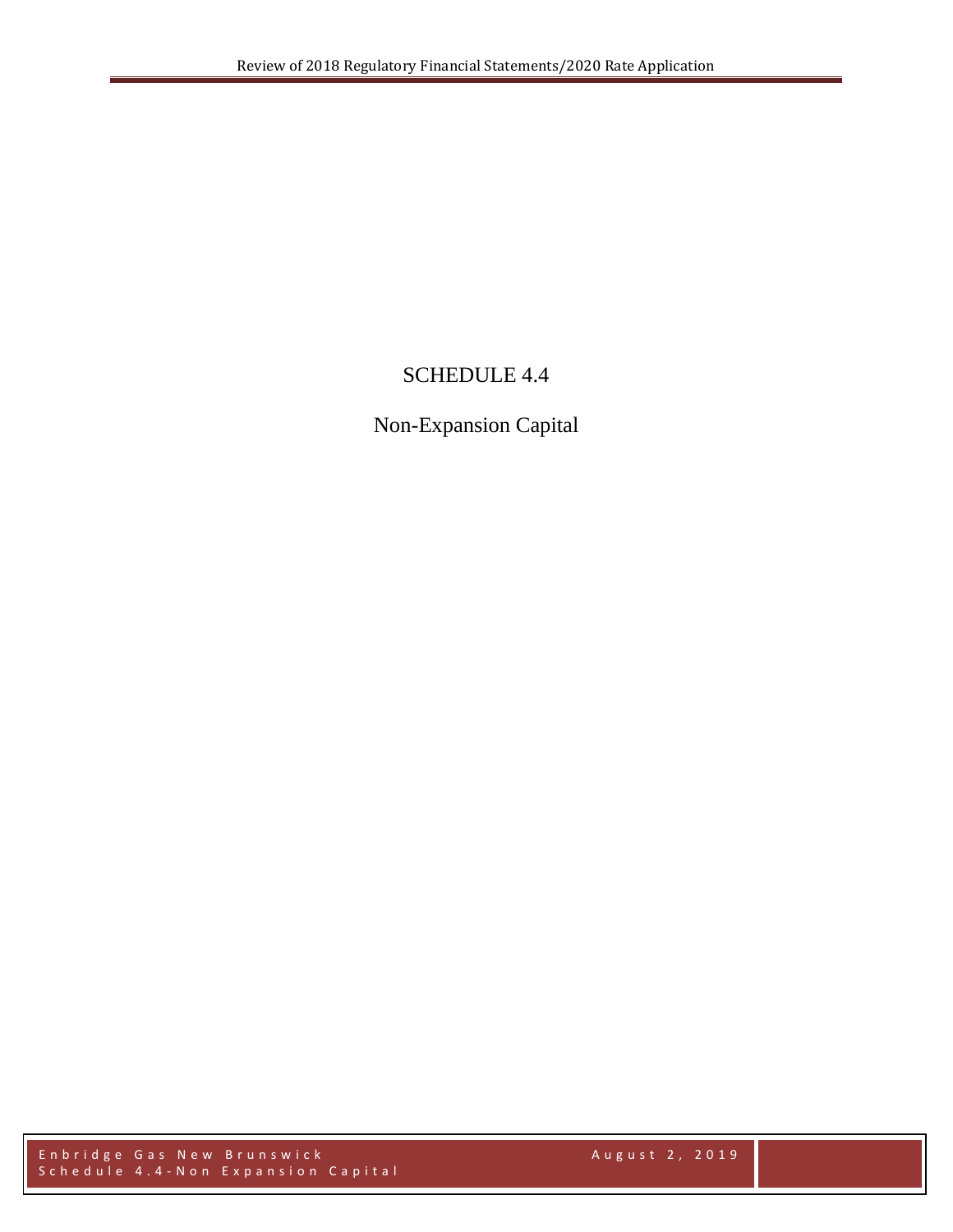# SCHEDULE 4.4

## Non-Expansion Capital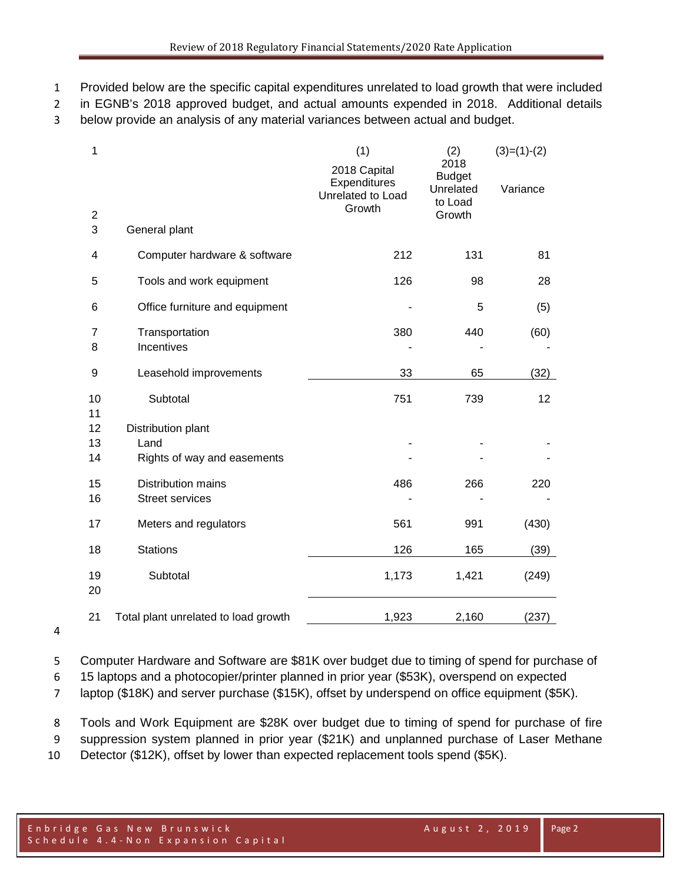Provided below are the specific capital expenditures unrelated to load growth that were included in EGNB's 2018 approved budget, and actual amounts expended in 2018. Additional details below provide an analysis of any material variances between actual and budget.

| | | (1) | (2) | (3)=(1)-(2) |
|---|---|---|---|---|
| | | 2018 Capital Expenditures Unrelated to Load Growth | 2018 Budget Unrelated to Load Growth | Variance |
| 3 | General plant | | | |
| 4 | Computer hardware & software | 212 | 131 | 81 |
| 5 | Tools and work equipment | 126 | 98 | 28 |
| 6 | Office furniture and equipment | - | 5 | (5) |
| 7 | Transportation | 380 | 440 | (60) |
| 8 | Incentives | - | - | - |
| 9 | Leasehold improvements | 33 | 65 | (32) |
| 10 | Subtotal | 751 | 739 | 12 |
| 11 | | | | |
| 12 | Distribution plant | | | |
| 13 | Land | - | - | - |
| 14 | Rights of way and easements | - | - | - |
| 15 | Distribution mains | 486 | 266 | 220 |
| 16 | Street services | - | - | - |
| 17 | Meters and regulators | 561 | 991 | (430) |
| 18 | Stations | 126 | 165 | (39) |
| 19 | Subtotal | 1,173 | 1,421 | (249) |
| 20 | | | | |
| 21 | Total plant unrelated to load growth | 1,923 | 2,160 | (237) |

Computer Hardware and Software are $81K over budget due to timing of spend for purchase of 15 laptops and a photocopier/printer planned in prior year ($53K), overspend on expected laptop ($18K) and server purchase ($15K), offset by underspend on office equipment ($5K).

Tools and Work Equipment are $28K over budget due to timing of spend for purchase of fire suppression system planned in prior year ($21K) and unplanned purchase of Laser Methane Detector ($12K), offset by lower than expected replacement tools spend ($5K).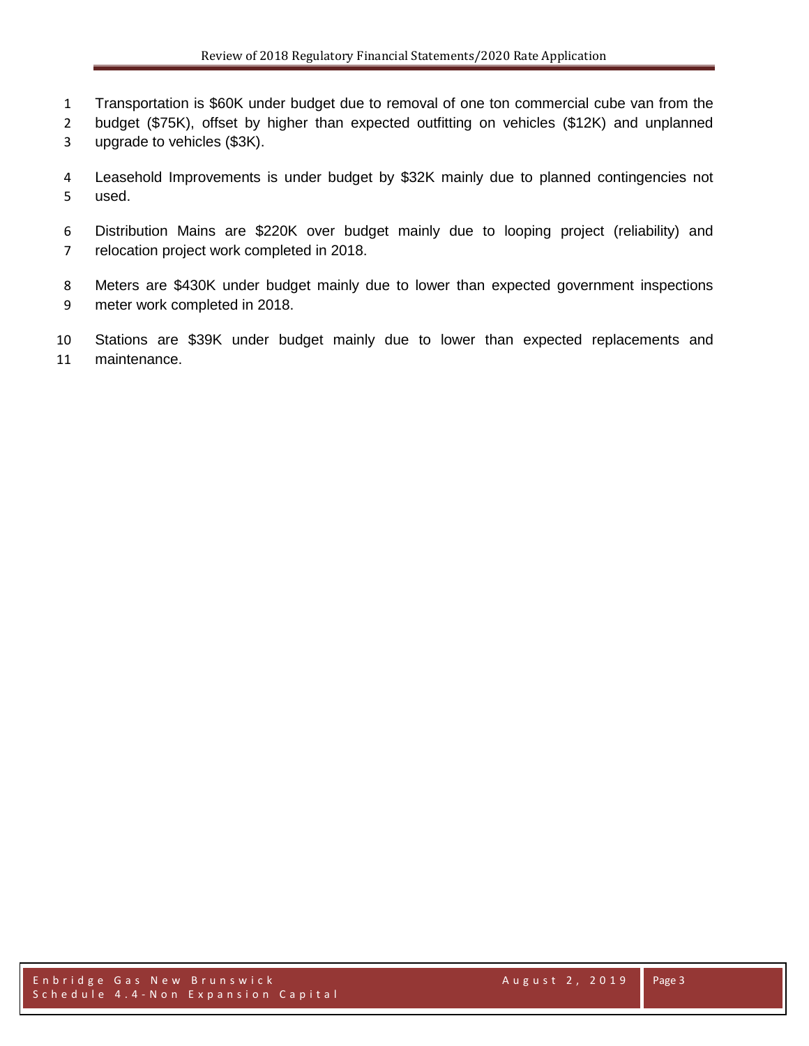Transportation is $60K under budget due to removal of one ton commercial cube van from the budget ($75K), offset by higher than expected outfitting on vehicles ($12K) and unplanned upgrade to vehicles ($3K).

Leasehold Improvements is under budget by $32K mainly due to planned contingencies not used.

Distribution Mains are $220K over budget mainly due to looping project (reliability) and relocation project work completed in 2018.

Meters are $430K under budget mainly due to lower than expected government inspections meter work completed in 2018.

Stations are $39K under budget mainly due to lower than expected replacements and maintenance.